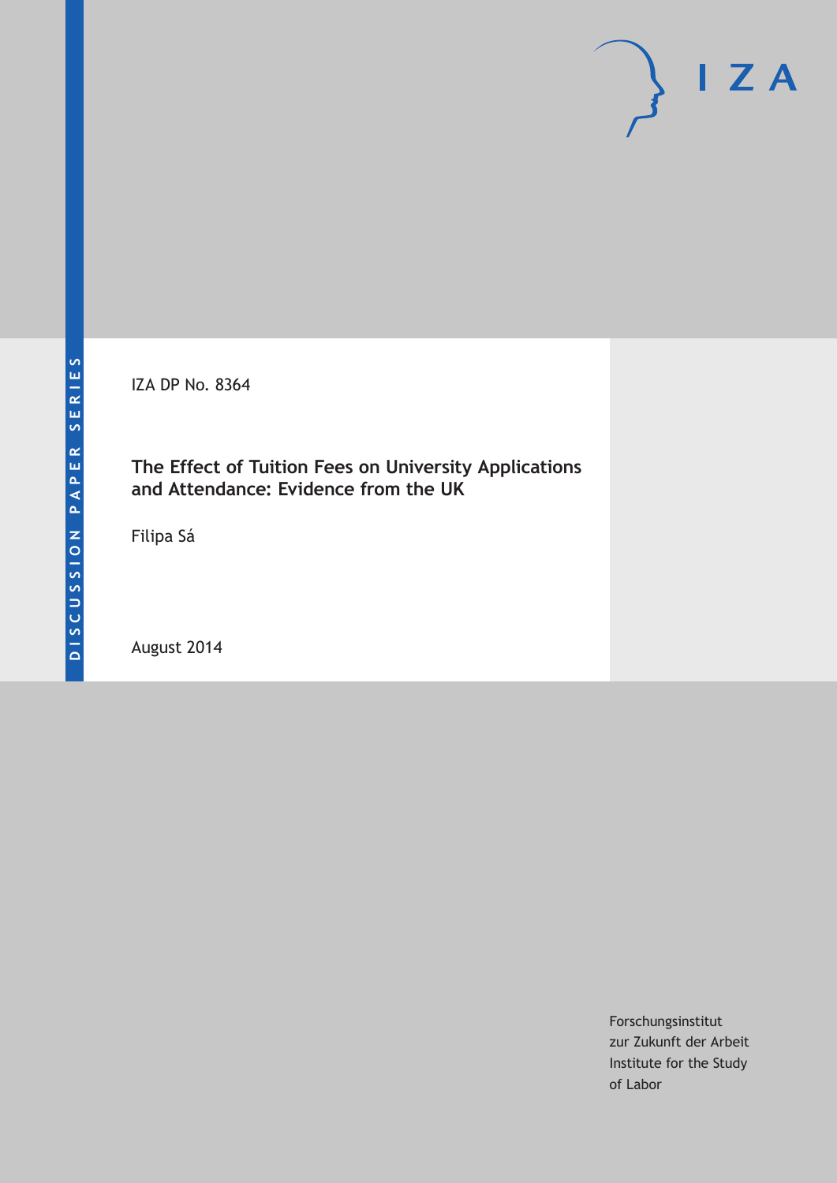DISCUSSION PAPER SERIES

IZA

IZA DP No. 8364

# The Effect of Tuition Fees on University Applications and Attendance: Evidence from the UK

Filipa Sá

August 2014

Forschungsinstitut
zur Zukunft der Arbeit
Institute for the Study
of Labor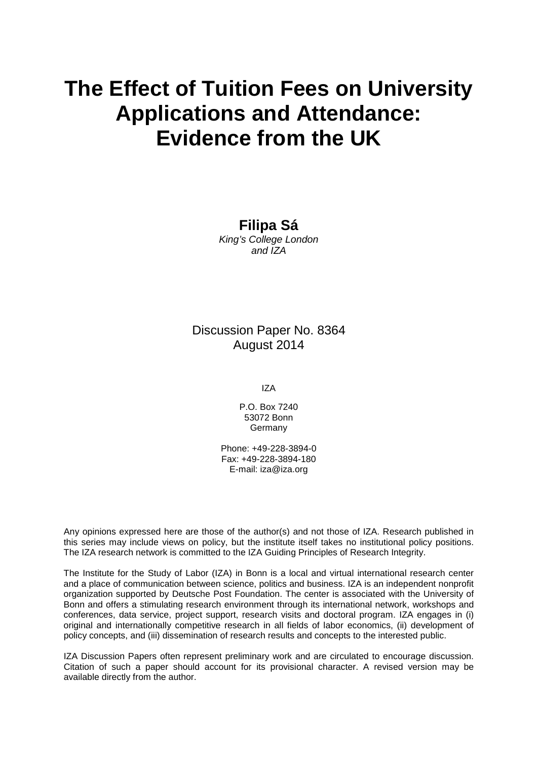# The Effect of Tuition Fees on University Applications and Attendance: Evidence from the UK

**Filipa Sá**
*King's College London and IZA*

Discussion Paper No. 8364
August 2014

IZA

P.O. Box 7240
53072 Bonn
Germany

Phone: +49-228-3894-0
Fax: +49-228-3894-180
E-mail: iza@iza.org

Any opinions expressed here are those of the author(s) and not those of IZA. Research published in this series may include views on policy, but the institute itself takes no institutional policy positions. The IZA research network is committed to the IZA Guiding Principles of Research Integrity.

The Institute for the Study of Labor (IZA) in Bonn is a local and virtual international research center and a place of communication between science, politics and business. IZA is an independent nonprofit organization supported by Deutsche Post Foundation. The center is associated with the University of Bonn and offers a stimulating research environment through its international network, workshops and conferences, data service, project support, research visits and doctoral program. IZA engages in (i) original and internationally competitive research in all fields of labor economics, (ii) development of policy concepts, and (iii) dissemination of research results and concepts to the interested public.

IZA Discussion Papers often represent preliminary work and are circulated to encourage discussion. Citation of such a paper should account for its provisional character. A revised version may be available directly from the author.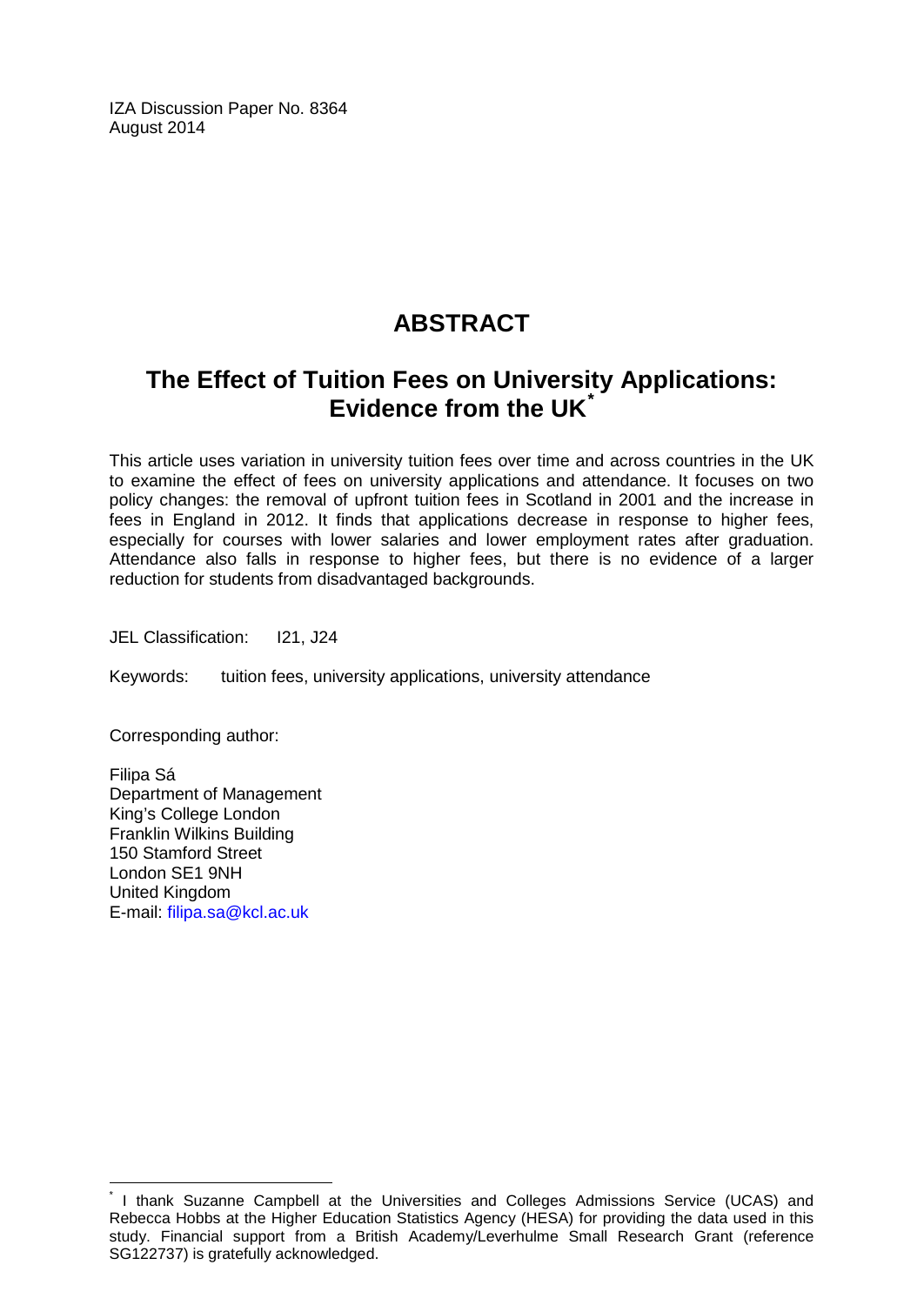IZA Discussion Paper No. 8364
August 2014

# ABSTRACT

## The Effect of Tuition Fees on University Applications: Evidence from the UK*

This article uses variation in university tuition fees over time and across countries in the UK to examine the effect of fees on university applications and attendance. It focuses on two policy changes: the removal of upfront tuition fees in Scotland in 2001 and the increase in fees in England in 2012. It finds that applications decrease in response to higher fees, especially for courses with lower salaries and lower employment rates after graduation. Attendance also falls in response to higher fees, but there is no evidence of a larger reduction for students from disadvantaged backgrounds.

JEL Classification: I21, J24

Keywords: tuition fees, university applications, university attendance

Corresponding author:

Filipa Sá
Department of Management
King's College London
Franklin Wilkins Building
150 Stamford Street
London SE1 9NH
United Kingdom
E-mail: filipa.sa@kcl.ac.uk

---

* I thank Suzanne Campbell at the Universities and Colleges Admissions Service (UCAS) and Rebecca Hobbs at the Higher Education Statistics Agency (HESA) for providing the data used in this study. Financial support from a British Academy/Leverhulme Small Research Grant (reference SG122737) is gratefully acknowledged.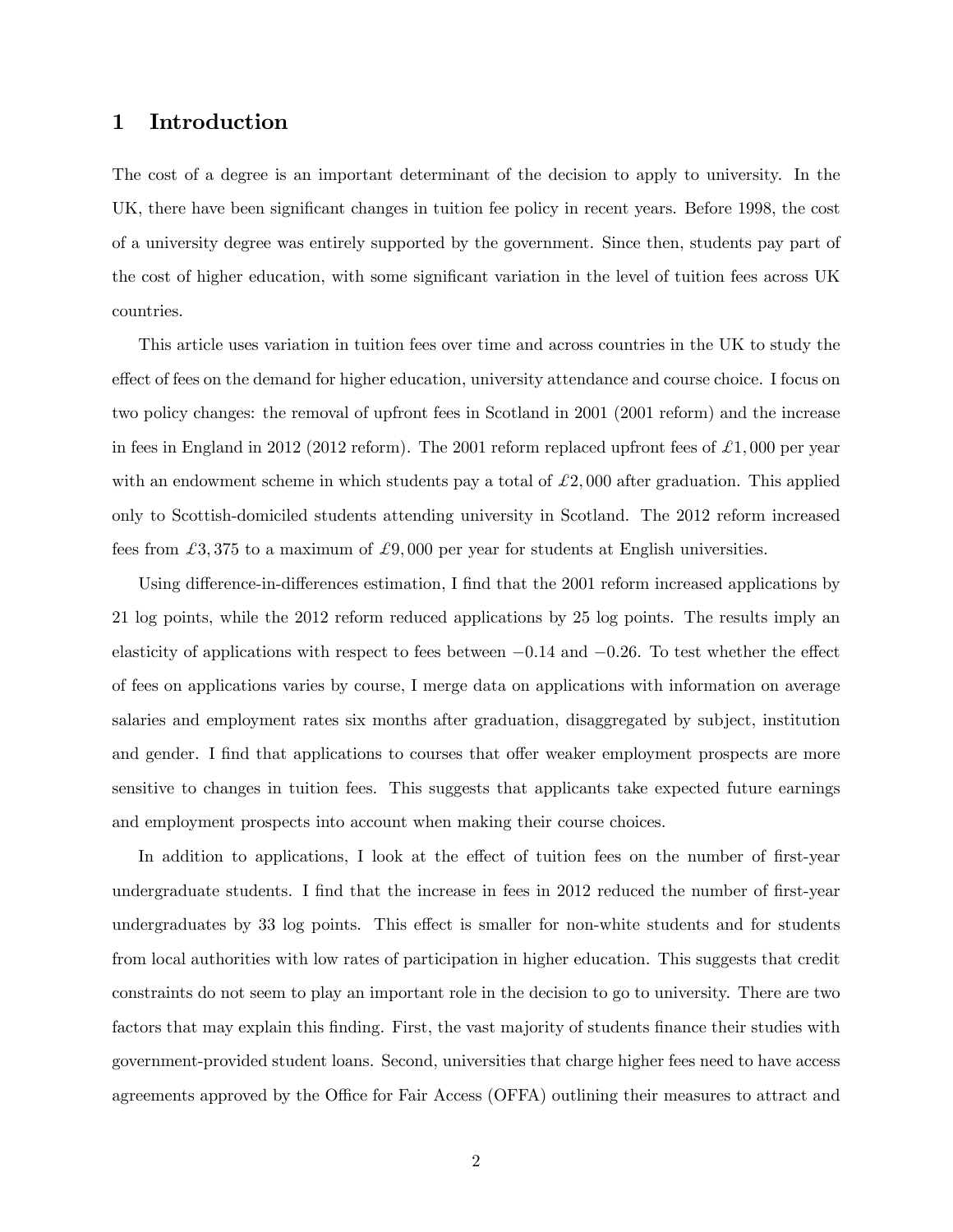# 1 Introduction

The cost of a degree is an important determinant of the decision to apply to university. In the UK, there have been significant changes in tuition fee policy in recent years. Before 1998, the cost of a university degree was entirely supported by the government. Since then, students pay part of the cost of higher education, with some significant variation in the level of tuition fees across UK countries.

This article uses variation in tuition fees over time and across countries in the UK to study the effect of fees on the demand for higher education, university attendance and course choice. I focus on two policy changes: the removal of upfront fees in Scotland in 2001 (2001 reform) and the increase in fees in England in 2012 (2012 reform). The 2001 reform replaced upfront fees of £1,000 per year with an endowment scheme in which students pay a total of £2,000 after graduation. This applied only to Scottish-domiciled students attending university in Scotland. The 2012 reform increased fees from £3,375 to a maximum of £9,000 per year for students at English universities.

Using difference-in-differences estimation, I find that the 2001 reform increased applications by 21 log points, while the 2012 reform reduced applications by 25 log points. The results imply an elasticity of applications with respect to fees between $-0.14$ and $-0.26$. To test whether the effect of fees on applications varies by course, I merge data on applications with information on average salaries and employment rates six months after graduation, disaggregated by subject, institution and gender. I find that applications to courses that offer weaker employment prospects are more sensitive to changes in tuition fees. This suggests that applicants take expected future earnings and employment prospects into account when making their course choices.

In addition to applications, I look at the effect of tuition fees on the number of first-year undergraduate students. I find that the increase in fees in 2012 reduced the number of first-year undergraduates by 33 log points. This effect is smaller for non-white students and for students from local authorities with low rates of participation in higher education. This suggests that credit constraints do not seem to play an important role in the decision to go to university. There are two factors that may explain this finding. First, the vast majority of students finance their studies with government-provided student loans. Second, universities that charge higher fees need to have access agreements approved by the Office for Fair Access (OFFA) outlining their measures to attract and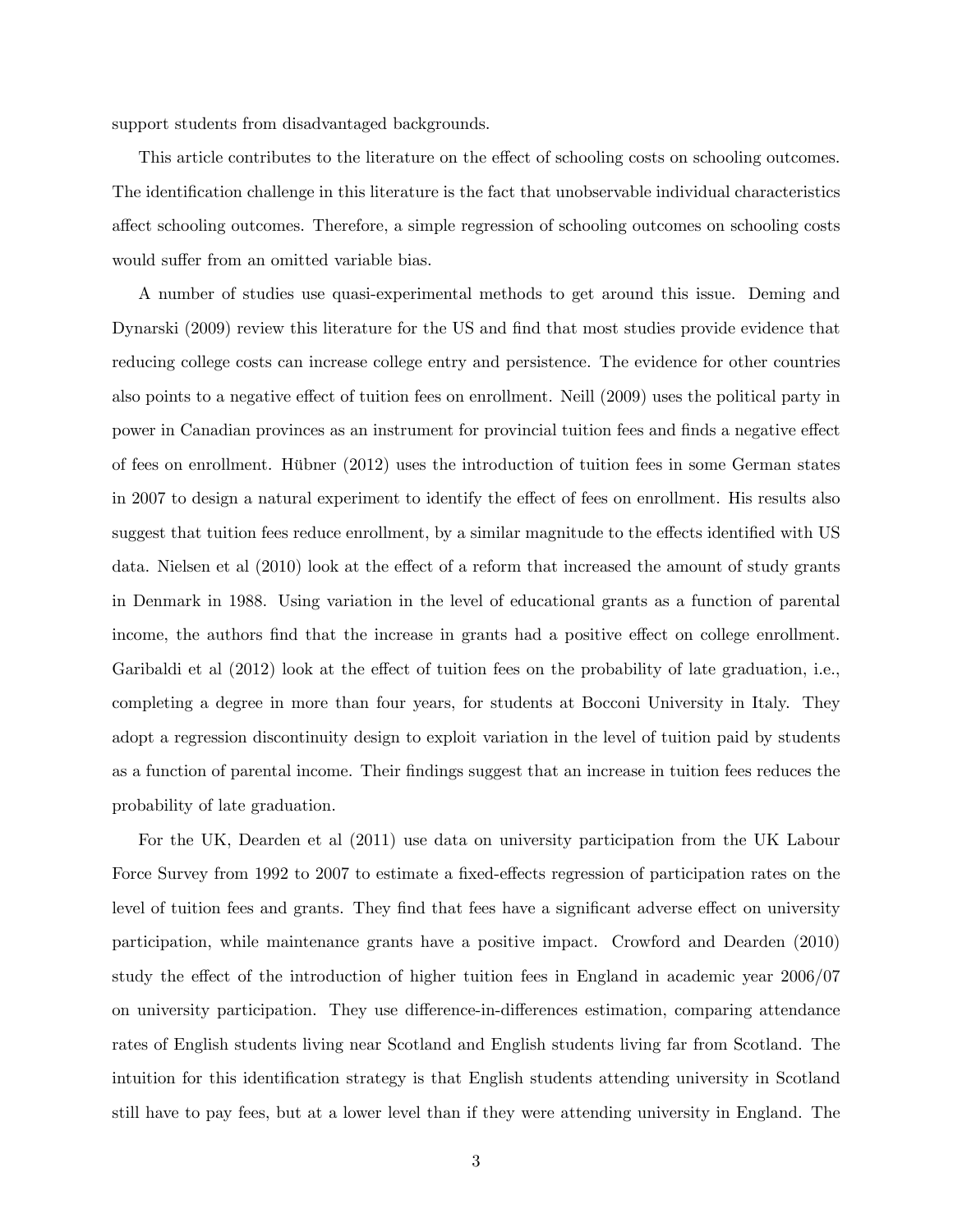support students from disadvantaged backgrounds.

This article contributes to the literature on the effect of schooling costs on schooling outcomes. The identification challenge in this literature is the fact that unobservable individual characteristics affect schooling outcomes. Therefore, a simple regression of schooling outcomes on schooling costs would suffer from an omitted variable bias.

A number of studies use quasi-experimental methods to get around this issue. Deming and Dynarski (2009) review this literature for the US and find that most studies provide evidence that reducing college costs can increase college entry and persistence. The evidence for other countries also points to a negative effect of tuition fees on enrollment. Neill (2009) uses the political party in power in Canadian provinces as an instrument for provincial tuition fees and finds a negative effect of fees on enrollment. Hübner (2012) uses the introduction of tuition fees in some German states in 2007 to design a natural experiment to identify the effect of fees on enrollment. His results also suggest that tuition fees reduce enrollment, by a similar magnitude to the effects identified with US data. Nielsen et al (2010) look at the effect of a reform that increased the amount of study grants in Denmark in 1988. Using variation in the level of educational grants as a function of parental income, the authors find that the increase in grants had a positive effect on college enrollment. Garibaldi et al (2012) look at the effect of tuition fees on the probability of late graduation, i.e., completing a degree in more than four years, for students at Bocconi University in Italy. They adopt a regression discontinuity design to exploit variation in the level of tuition paid by students as a function of parental income. Their findings suggest that an increase in tuition fees reduces the probability of late graduation.

For the UK, Dearden et al (2011) use data on university participation from the UK Labour Force Survey from 1992 to 2007 to estimate a fixed-effects regression of participation rates on the level of tuition fees and grants. They find that fees have a significant adverse effect on university participation, while maintenance grants have a positive impact. Crowford and Dearden (2010) study the effect of the introduction of higher tuition fees in England in academic year 2006/07 on university participation. They use difference-in-differences estimation, comparing attendance rates of English students living near Scotland and English students living far from Scotland. The intuition for this identification strategy is that English students attending university in Scotland still have to pay fees, but at a lower level than if they were attending university in England. The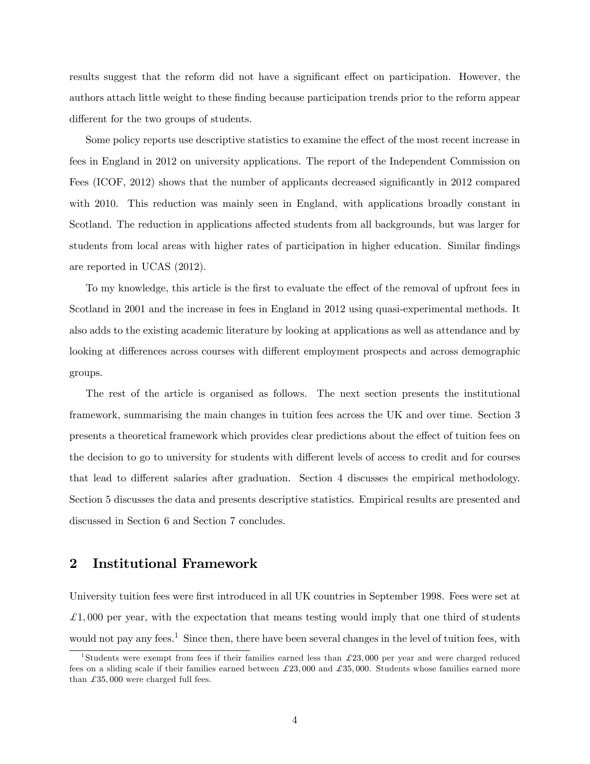results suggest that the reform did not have a significant effect on participation. However, the authors attach little weight to these finding because participation trends prior to the reform appear different for the two groups of students.

Some policy reports use descriptive statistics to examine the effect of the most recent increase in fees in England in 2012 on university applications. The report of the Independent Commission on Fees (ICOF, 2012) shows that the number of applicants decreased significantly in 2012 compared with 2010. This reduction was mainly seen in England, with applications broadly constant in Scotland. The reduction in applications affected students from all backgrounds, but was larger for students from local areas with higher rates of participation in higher education. Similar findings are reported in UCAS (2012).

To my knowledge, this article is the first to evaluate the effect of the removal of upfront fees in Scotland in 2001 and the increase in fees in England in 2012 using quasi-experimental methods. It also adds to the existing academic literature by looking at applications as well as attendance and by looking at differences across courses with different employment prospects and across demographic groups.

The rest of the article is organised as follows. The next section presents the institutional framework, summarising the main changes in tuition fees across the UK and over time. Section 3 presents a theoretical framework which provides clear predictions about the effect of tuition fees on the decision to go to university for students with different levels of access to credit and for courses that lead to different salaries after graduation. Section 4 discusses the empirical methodology. Section 5 discusses the data and presents descriptive statistics. Empirical results are presented and discussed in Section 6 and Section 7 concludes.

## 2 Institutional Framework

University tuition fees were first introduced in all UK countries in September 1998. Fees were set at £1,000 per year, with the expectation that means testing would imply that one third of students would not pay any fees.[1] Since then, there have been several changes in the level of tuition fees, with

[1] Students were exempt from fees if their families earned less than £23,000 per year and were charged reduced fees on a sliding scale if their families earned between £23,000 and £35,000. Students whose families earned more than £35,000 were charged full fees.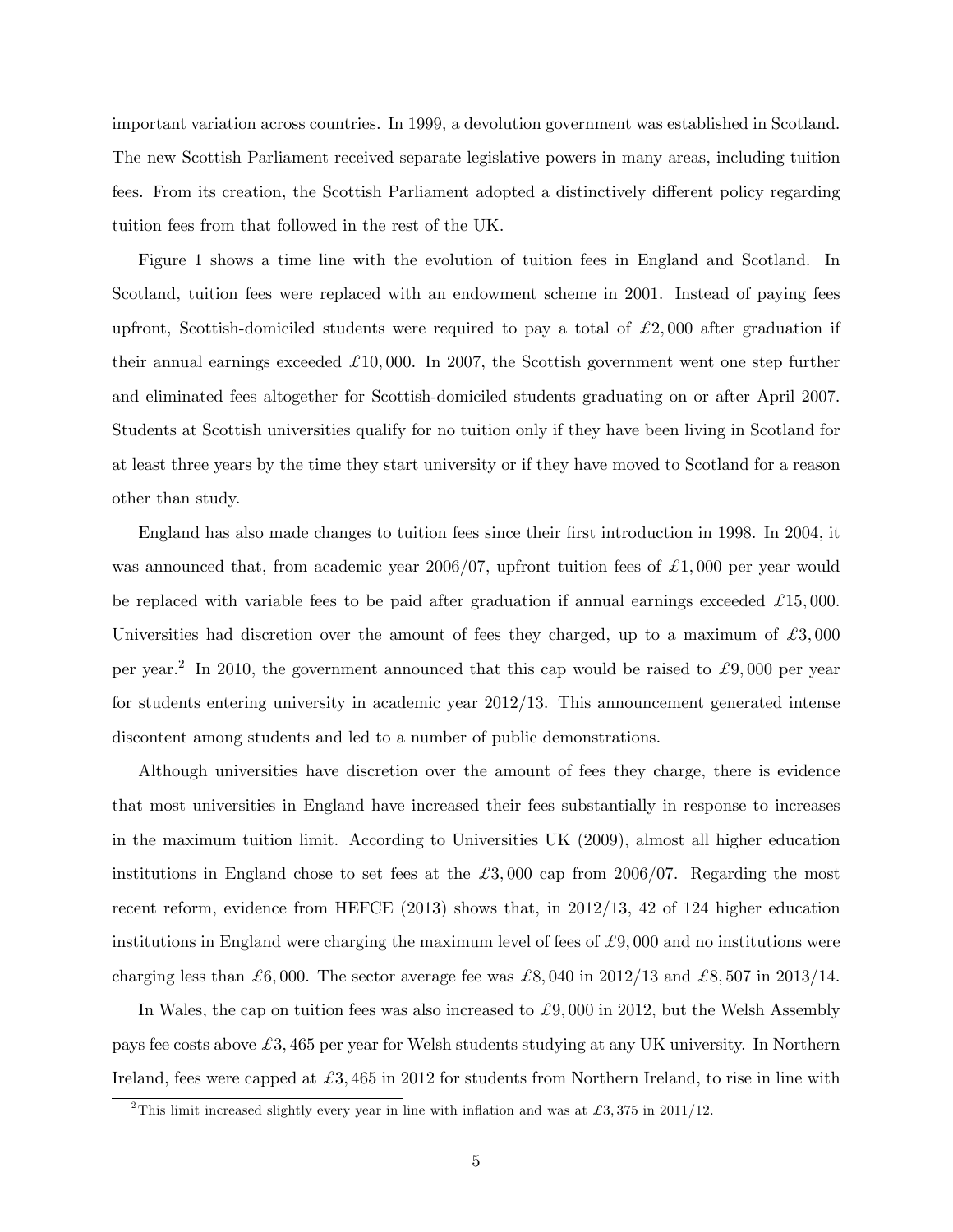important variation across countries. In 1999, a devolution government was established in Scotland. The new Scottish Parliament received separate legislative powers in many areas, including tuition fees. From its creation, the Scottish Parliament adopted a distinctively different policy regarding tuition fees from that followed in the rest of the UK.

Figure 1 shows a time line with the evolution of tuition fees in England and Scotland. In Scotland, tuition fees were replaced with an endowment scheme in 2001. Instead of paying fees upfront, Scottish-domiciled students were required to pay a total of £2,000 after graduation if their annual earnings exceeded £10,000. In 2007, the Scottish government went one step further and eliminated fees altogether for Scottish-domiciled students graduating on or after April 2007. Students at Scottish universities qualify for no tuition only if they have been living in Scotland for at least three years by the time they start university or if they have moved to Scotland for a reason other than study.

England has also made changes to tuition fees since their first introduction in 1998. In 2004, it was announced that, from academic year 2006/07, upfront tuition fees of £1,000 per year would be replaced with variable fees to be paid after graduation if annual earnings exceeded £15,000. Universities had discretion over the amount of fees they charged, up to a maximum of £3,000 per year.[2] In 2010, the government announced that this cap would be raised to £9,000 per year for students entering university in academic year 2012/13. This announcement generated intense discontent among students and led to a number of public demonstrations.

Although universities have discretion over the amount of fees they charge, there is evidence that most universities in England have increased their fees substantially in response to increases in the maximum tuition limit. According to Universities UK (2009), almost all higher education institutions in England chose to set fees at the £3,000 cap from 2006/07. Regarding the most recent reform, evidence from HEFCE (2013) shows that, in 2012/13, 42 of 124 higher education institutions in England were charging the maximum level of fees of £9,000 and no institutions were charging less than £6,000. The sector average fee was £8,040 in 2012/13 and £8,507 in 2013/14.

In Wales, the cap on tuition fees was also increased to £9,000 in 2012, but the Welsh Assembly pays fee costs above £3,465 per year for Welsh students studying at any UK university. In Northern Ireland, fees were capped at £3,465 in 2012 for students from Northern Ireland, to rise in line with

[2] This limit increased slightly every year in line with inflation and was at £3,375 in 2011/12.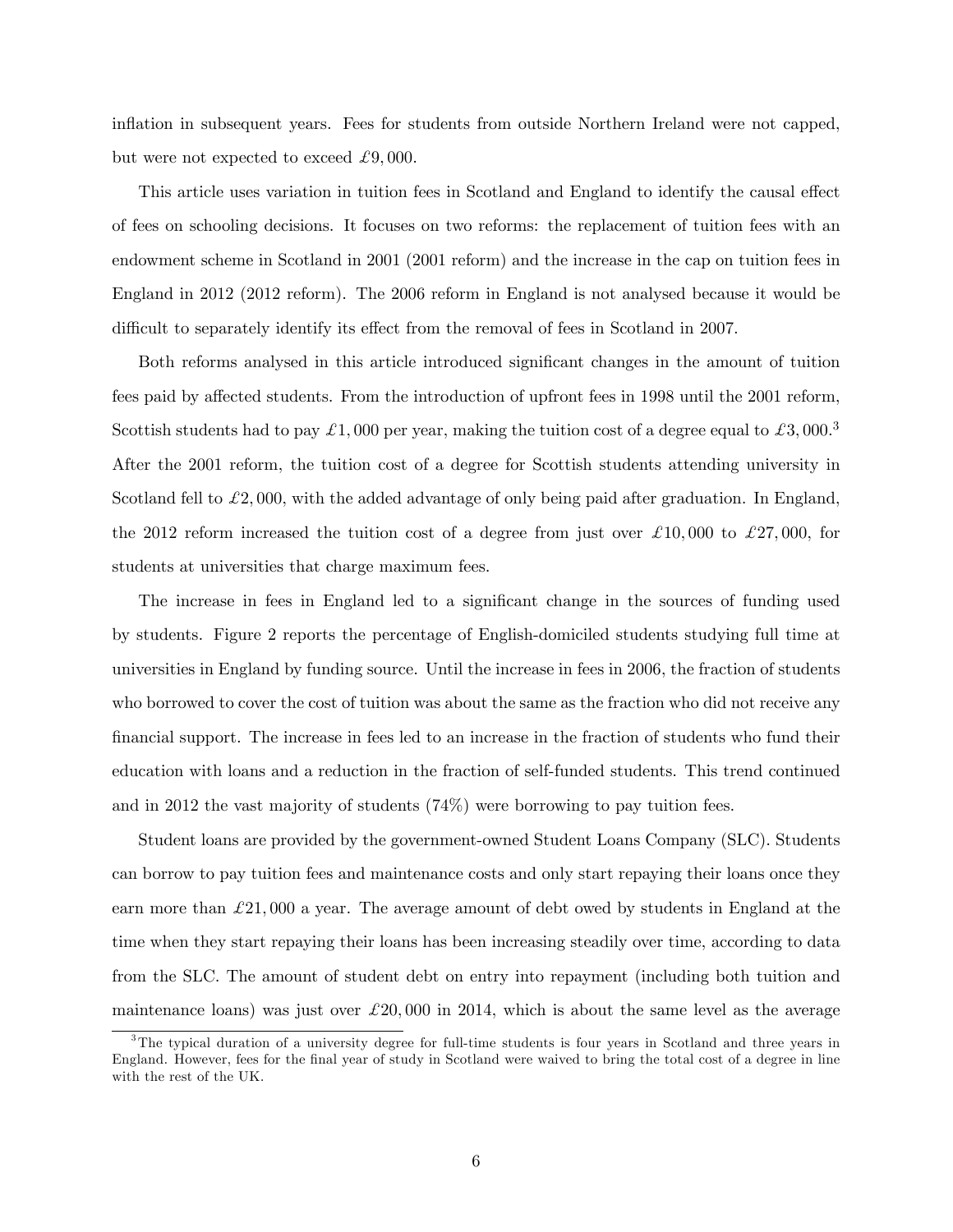inflation in subsequent years. Fees for students from outside Northern Ireland were not capped, but were not expected to exceed £9,000.

This article uses variation in tuition fees in Scotland and England to identify the causal effect of fees on schooling decisions. It focuses on two reforms: the replacement of tuition fees with an endowment scheme in Scotland in 2001 (2001 reform) and the increase in the cap on tuition fees in England in 2012 (2012 reform). The 2006 reform in England is not analysed because it would be difficult to separately identify its effect from the removal of fees in Scotland in 2007.

Both reforms analysed in this article introduced significant changes in the amount of tuition fees paid by affected students. From the introduction of upfront fees in 1998 until the 2001 reform, Scottish students had to pay £1,000 per year, making the tuition cost of a degree equal to £3,000.[3] After the 2001 reform, the tuition cost of a degree for Scottish students attending university in Scotland fell to £2,000, with the added advantage of only being paid after graduation. In England, the 2012 reform increased the tuition cost of a degree from just over £10,000 to £27,000, for students at universities that charge maximum fees.

The increase in fees in England led to a significant change in the sources of funding used by students. Figure 2 reports the percentage of English-domiciled students studying full time at universities in England by funding source. Until the increase in fees in 2006, the fraction of students who borrowed to cover the cost of tuition was about the same as the fraction who did not receive any financial support. The increase in fees led to an increase in the fraction of students who fund their education with loans and a reduction in the fraction of self-funded students. This trend continued and in 2012 the vast majority of students (74%) were borrowing to pay tuition fees.

Student loans are provided by the government-owned Student Loans Company (SLC). Students can borrow to pay tuition fees and maintenance costs and only start repaying their loans once they earn more than £21,000 a year. The average amount of debt owed by students in England at the time when they start repaying their loans has been increasing steadily over time, according to data from the SLC. The amount of student debt on entry into repayment (including both tuition and maintenance loans) was just over £20,000 in 2014, which is about the same level as the average

[3] The typical duration of a university degree for full-time students is four years in Scotland and three years in England. However, fees for the final year of study in Scotland were waived to bring the total cost of a degree in line with the rest of the UK.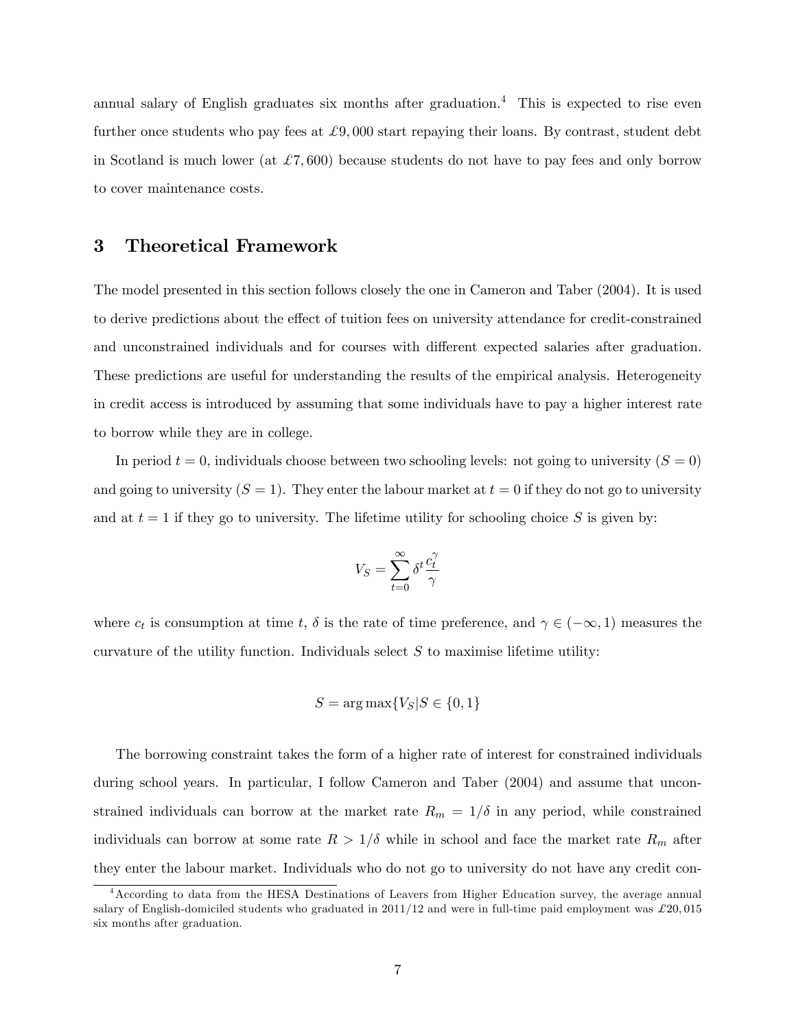annual salary of English graduates six months after graduation.[4] This is expected to rise even further once students who pay fees at £9,000 start repaying their loans. By contrast, student debt in Scotland is much lower (at £7,600) because students do not have to pay fees and only borrow to cover maintenance costs.

## 3 Theoretical Framework

The model presented in this section follows closely the one in Cameron and Taber (2004). It is used to derive predictions about the effect of tuition fees on university attendance for credit-constrained and unconstrained individuals and for courses with different expected salaries after graduation. These predictions are useful for understanding the results of the empirical analysis. Heterogeneity in credit access is introduced by assuming that some individuals have to pay a higher interest rate to borrow while they are in college.

In period $t = 0$, individuals choose between two schooling levels: not going to university ($S = 0$) and going to university ($S = 1$). They enter the labour market at $t = 0$ if they do not go to university and at $t = 1$ if they go to university. The lifetime utility for schooling choice $S$ is given by:

$$V_S = \sum_{t=0}^{\infty} \delta^t \frac{c_t^{\gamma}}{\gamma}$$

where $c_t$ is consumption at time $t$, $\delta$ is the rate of time preference, and $\gamma \in (-\infty, 1)$ measures the curvature of the utility function. Individuals select $S$ to maximise lifetime utility:

$$S = \arg\max\{V_S | S \in \{0, 1\}$$

The borrowing constraint takes the form of a higher rate of interest for constrained individuals during school years. In particular, I follow Cameron and Taber (2004) and assume that unconstrained individuals can borrow at the market rate $R_m = 1/\delta$ in any period, while constrained individuals can borrow at some rate $R > 1/\delta$ while in school and face the market rate $R_m$ after they enter the labour market. Individuals who do not go to university do not have any credit con-

[4] According to data from the HESA Destinations of Leavers from Higher Education survey, the average annual salary of English-domiciled students who graduated in 2011/12 and were in full-time paid employment was £20,015 six months after graduation.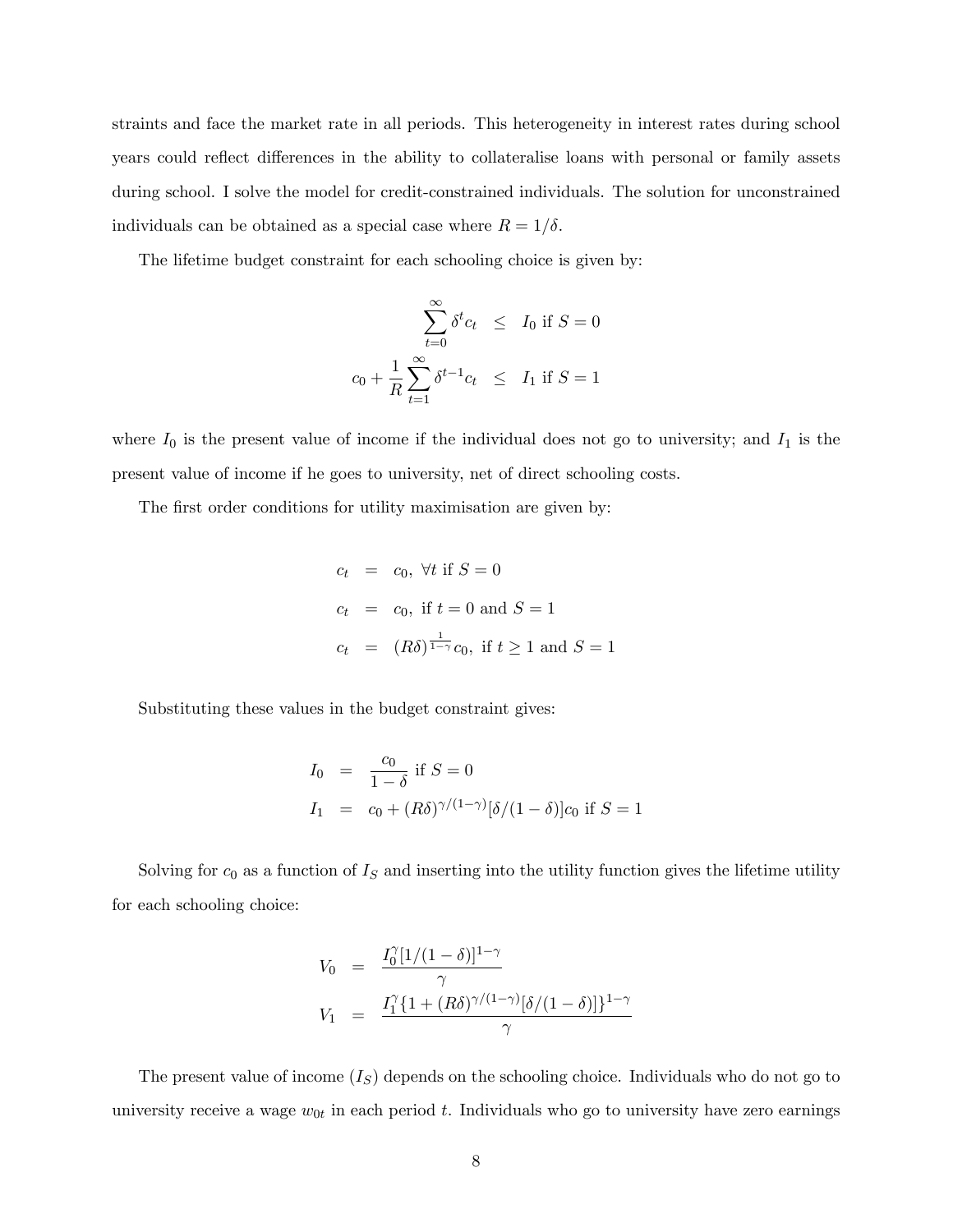straints and face the market rate in all periods. This heterogeneity in interest rates during school years could reflect differences in the ability to collateralise loans with personal or family assets during school. I solve the model for credit-constrained individuals. The solution for unconstrained individuals can be obtained as a special case where $R = 1/\delta$.

The lifetime budget constraint for each schooling choice is given by:

$$
\begin{aligned}
\sum_{t=0}^{\infty} \delta^t c_t &\leq I_0 \text{ if } S = 0 \\
c_0 + \frac{1}{R} \sum_{t=1}^{\infty} \delta^{t-1} c_t &\leq I_1 \text{ if } S = 1
\end{aligned}
$$

where $I_0$ is the present value of income if the individual does not go to university; and $I_1$ is the present value of income if he goes to university, net of direct schooling costs.

The first order conditions for utility maximisation are given by:

$$
\begin{aligned}
c_t &= c_0, \ \forall t \text{ if } S = 0 \\
c_t &= c_0, \ \text{if } t = 0 \text{ and } S = 1 \\
c_t &= (R\delta)^{\frac{1}{1-\gamma}} c_0, \ \text{if } t \geq 1 \text{ and } S = 1
\end{aligned}
$$

Substituting these values in the budget constraint gives:

$$
\begin{aligned}
I_0 &= \frac{c_0}{1-\delta} \text{ if } S = 0 \\
I_1 &= c_0 + (R\delta)^{\gamma/(1-\gamma)} [\delta/(1-\delta)] c_0 \text{ if } S = 1
\end{aligned}
$$

Solving for $c_0$ as a function of $I_S$ and inserting into the utility function gives the lifetime utility for each schooling choice:

$$
\begin{aligned}
V_0 &= \frac{I_0^{\gamma} [1/(1-\delta)]^{1-\gamma}}{\gamma} \\
V_1 &= \frac{I_1^{\gamma} \{1 + (R\delta)^{\gamma/(1-\gamma)} [\delta/(1-\delta)]\}^{1-\gamma}}{\gamma}
\end{aligned}
$$

The present value of income ($I_S$) depends on the schooling choice. Individuals who do not go to university receive a wage $w_{0t}$ in each period $t$. Individuals who go to university have zero earnings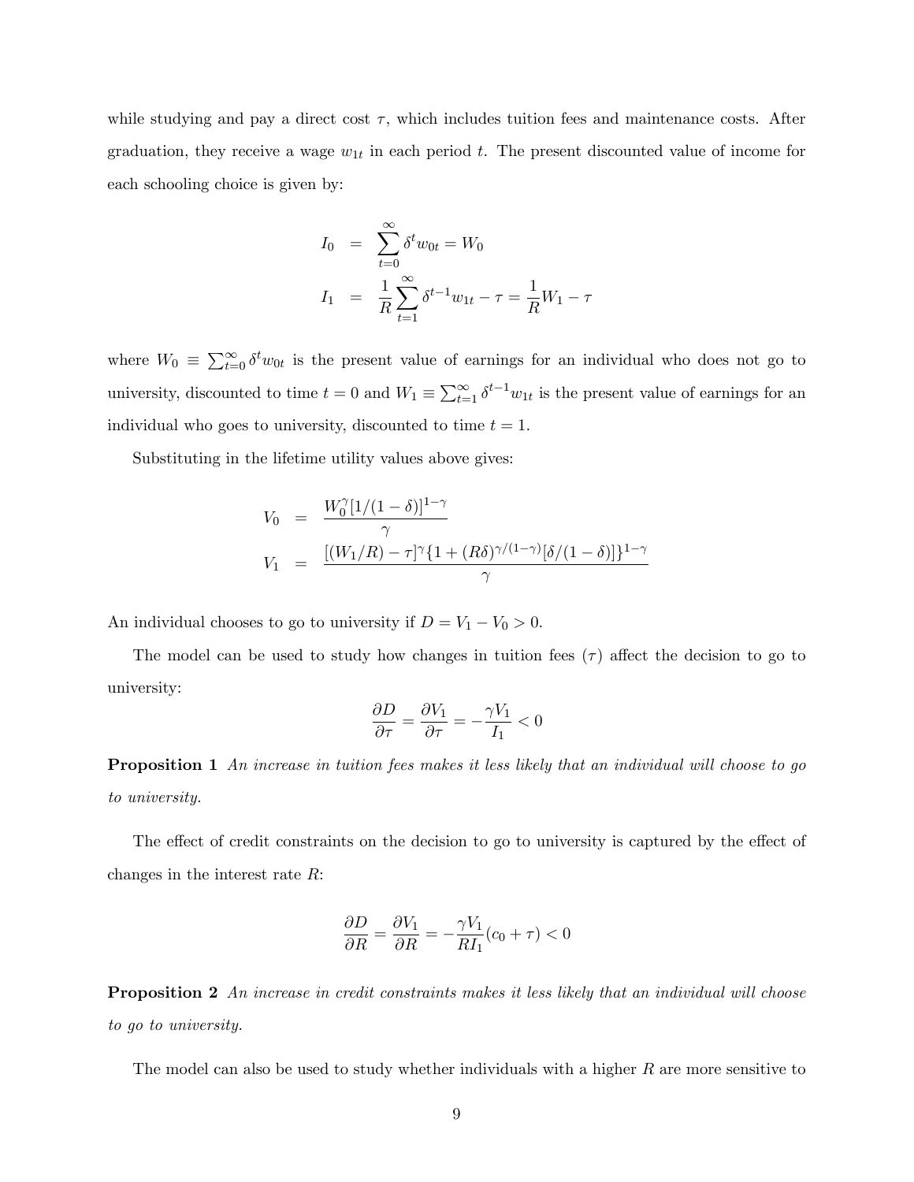while studying and pay a direct cost $\tau$, which includes tuition fees and maintenance costs. After graduation, they receive a wage $w_{1t}$ in each period $t$. The present discounted value of income for each schooling choice is given by:

$$
\begin{aligned}
I_0 &= \sum_{t=0}^{\infty} \delta^t w_{0t} = W_0 \\
I_1 &= \frac{1}{R} \sum_{t=1}^{\infty} \delta^{t-1} w_{1t} - \tau = \frac{1}{R} W_1 - \tau
\end{aligned}
$$

where $W_0 \equiv \sum_{t=0}^{\infty} \delta^t w_{0t}$ is the present value of earnings for an individual who does not go to university, discounted to time $t = 0$ and $W_1 \equiv \sum_{t=1}^{\infty} \delta^{t-1} w_{1t}$ is the present value of earnings for an individual who goes to university, discounted to time $t = 1$.

Substituting in the lifetime utility values above gives:

$$
\begin{aligned}
V_0 &= \frac{W_0^{\gamma} [1/(1-\delta)]^{1-\gamma}}{\gamma} \\
V_1 &= \frac{[(W_1/R) - \tau]^{\gamma} \{1 + (R\delta)^{\gamma/(1-\gamma)} [\delta/(1-\delta)]\}^{1-\gamma}}{\gamma}
\end{aligned}
$$

An individual chooses to go to university if $D = V_1 - V_0 > 0$.

The model can be used to study how changes in tuition fees ($\tau$) affect the decision to go to university:

$$
\frac{\partial D}{\partial \tau} = \frac{\partial V_1}{\partial \tau} = -\frac{\gamma V_1}{I_1} < 0
$$

**Proposition 1** *An increase in tuition fees makes it less likely that an individual will choose to go to university.*

The effect of credit constraints on the decision to go to university is captured by the effect of changes in the interest rate $R$:

$$
\frac{\partial D}{\partial R} = \frac{\partial V_1}{\partial R} = -\frac{\gamma V_1}{R I_1} (c_0 + \tau) < 0
$$

**Proposition 2** *An increase in credit constraints makes it less likely that an individual will choose to go to university.*

The model can also be used to study whether individuals with a higher $R$ are more sensitive to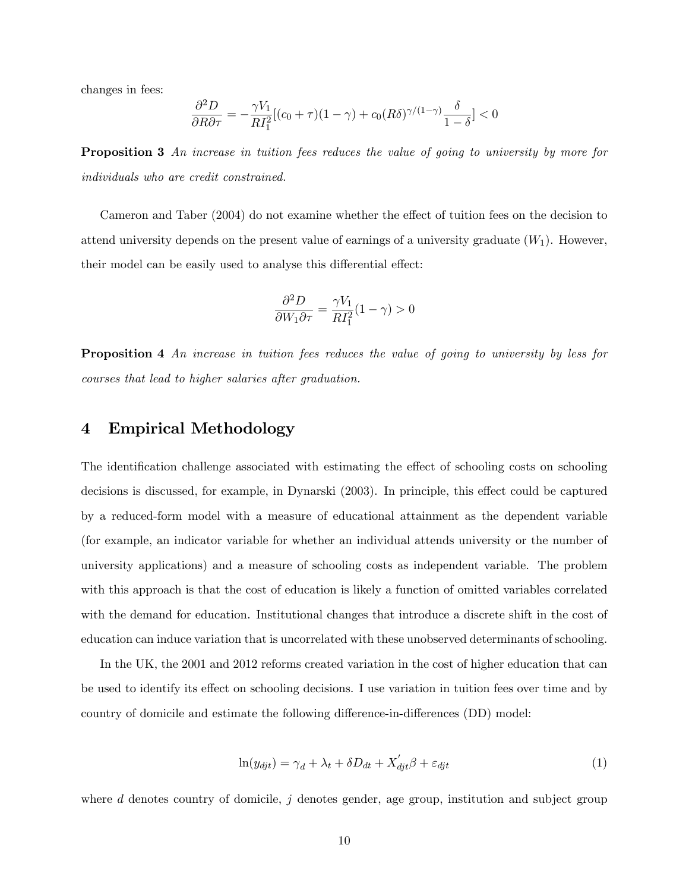changes in fees:

$$\frac{\partial^2 D}{\partial R \partial \tau} = -\frac{\gamma V_1}{R I_1^2}[(c_0 + \tau)(1-\gamma) + c_0 (R\delta)^{\gamma/(1-\gamma)} \frac{\delta}{1-\delta}] < 0$$

**Proposition 3** *An increase in tuition fees reduces the value of going to university by more for individuals who are credit constrained.*

Cameron and Taber (2004) do not examine whether the effect of tuition fees on the decision to attend university depends on the present value of earnings of a university graduate ($W_1$). However, their model can be easily used to analyse this differential effect:

$$\frac{\partial^2 D}{\partial W_1 \partial \tau} = \frac{\gamma V_1}{R I_1^2}(1-\gamma) > 0$$

**Proposition 4** *An increase in tuition fees reduces the value of going to university by less for courses that lead to higher salaries after graduation.*

## 4 Empirical Methodology

The identification challenge associated with estimating the effect of schooling costs on schooling decisions is discussed, for example, in Dynarski (2003). In principle, this effect could be captured by a reduced-form model with a measure of educational attainment as the dependent variable (for example, an indicator variable for whether an individual attends university or the number of university applications) and a measure of schooling costs as independent variable. The problem with this approach is that the cost of education is likely a function of omitted variables correlated with the demand for education. Institutional changes that introduce a discrete shift in the cost of education can induce variation that is uncorrelated with these unobserved determinants of schooling.

In the UK, the 2001 and 2012 reforms created variation in the cost of higher education that can be used to identify its effect on schooling decisions. I use variation in tuition fees over time and by country of domicile and estimate the following difference-in-differences (DD) model:

$$\ln(y_{djt}) = \gamma_d + \lambda_t + \delta D_{dt} + X_{djt}^{'}\beta + \varepsilon_{djt} \tag{1}$$

where $d$ denotes country of domicile, $j$ denotes gender, age group, institution and subject group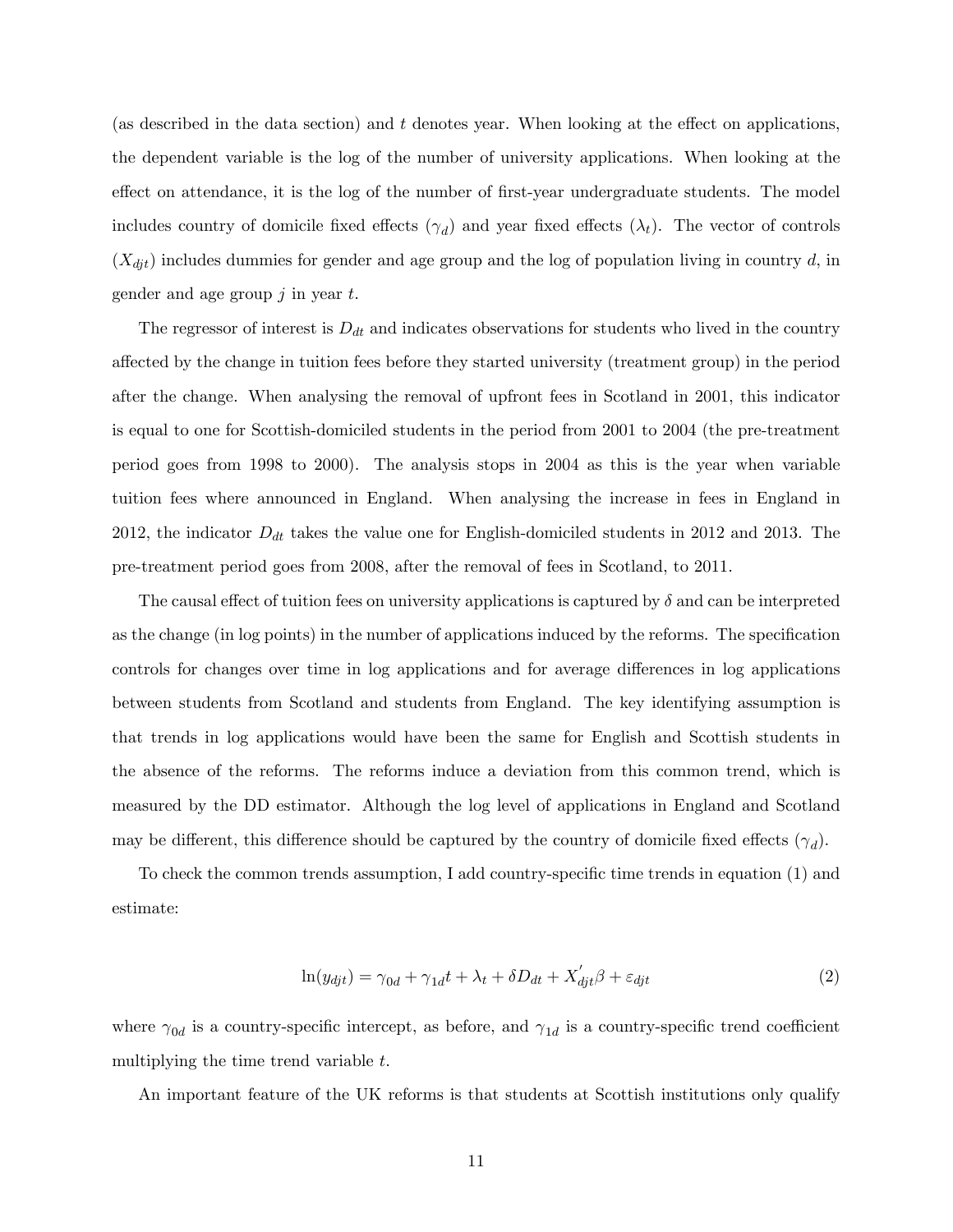(as described in the data section) and $t$ denotes year. When looking at the effect on applications, the dependent variable is the log of the number of university applications. When looking at the effect on attendance, it is the log of the number of first-year undergraduate students. The model includes country of domicile fixed effects ($\gamma_d$) and year fixed effects ($\lambda_t$). The vector of controls ($X_{djt}$) includes dummies for gender and age group and the log of population living in country $d$, in gender and age group $j$ in year $t$.

The regressor of interest is $D_{dt}$ and indicates observations for students who lived in the country affected by the change in tuition fees before they started university (treatment group) in the period after the change. When analysing the removal of upfront fees in Scotland in 2001, this indicator is equal to one for Scottish-domiciled students in the period from 2001 to 2004 (the pre-treatment period goes from 1998 to 2000). The analysis stops in 2004 as this is the year when variable tuition fees where announced in England. When analysing the increase in fees in England in 2012, the indicator $D_{dt}$ takes the value one for English-domiciled students in 2012 and 2013. The pre-treatment period goes from 2008, after the removal of fees in Scotland, to 2011.

The causal effect of tuition fees on university applications is captured by $\delta$ and can be interpreted as the change (in log points) in the number of applications induced by the reforms. The specification controls for changes over time in log applications and for average differences in log applications between students from Scotland and students from England. The key identifying assumption is that trends in log applications would have been the same for English and Scottish students in the absence of the reforms. The reforms induce a deviation from this common trend, which is measured by the DD estimator. Although the log level of applications in England and Scotland may be different, this difference should be captured by the country of domicile fixed effects ($\gamma_d$).

To check the common trends assumption, I add country-specific time trends in equation (1) and estimate:

$$\ln(y_{djt}) = \gamma_{0d} + \gamma_{1d}t + \lambda_t + \delta D_{dt} + X_{djt}^{'}\beta + \varepsilon_{djt} \tag{2}$$

where $\gamma_{0d}$ is a country-specific intercept, as before, and $\gamma_{1d}$ is a country-specific trend coefficient multiplying the time trend variable $t$.

An important feature of the UK reforms is that students at Scottish institutions only qualify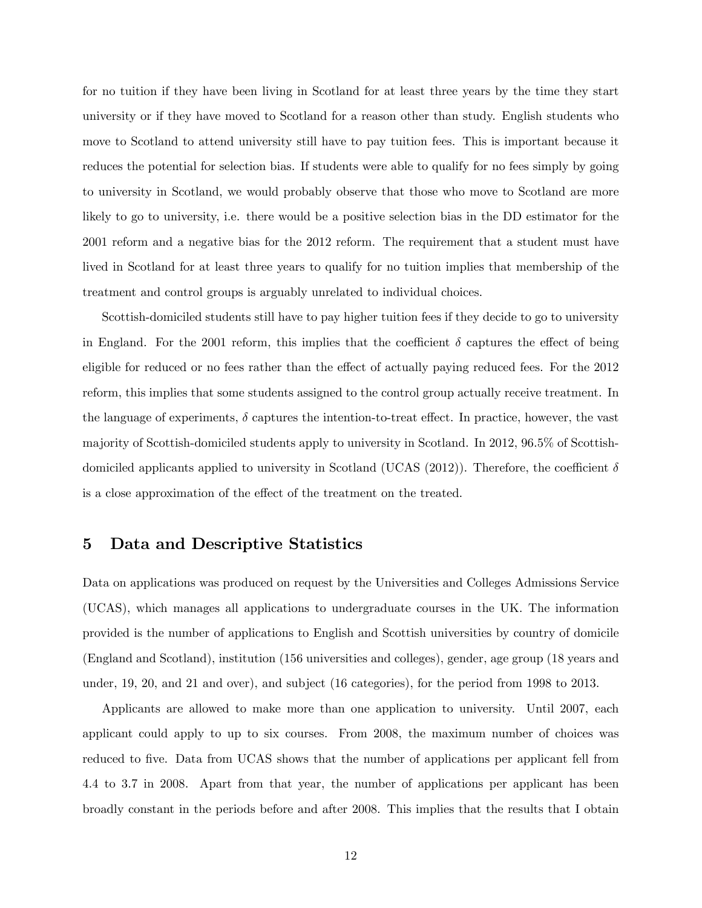for no tuition if they have been living in Scotland for at least three years by the time they start university or if they have moved to Scotland for a reason other than study. English students who move to Scotland to attend university still have to pay tuition fees. This is important because it reduces the potential for selection bias. If students were able to qualify for no fees simply by going to university in Scotland, we would probably observe that those who move to Scotland are more likely to go to university, i.e. there would be a positive selection bias in the DD estimator for the 2001 reform and a negative bias for the 2012 reform. The requirement that a student must have lived in Scotland for at least three years to qualify for no tuition implies that membership of the treatment and control groups is arguably unrelated to individual choices.

Scottish-domiciled students still have to pay higher tuition fees if they decide to go to university in England. For the 2001 reform, this implies that the coefficient $\delta$ captures the effect of being eligible for reduced or no fees rather than the effect of actually paying reduced fees. For the 2012 reform, this implies that some students assigned to the control group actually receive treatment. In the language of experiments, $\delta$ captures the intention-to-treat effect. In practice, however, the vast majority of Scottish-domiciled students apply to university in Scotland. In 2012, 96.5% of Scottish-domiciled applicants applied to university in Scotland (UCAS (2012)). Therefore, the coefficient $\delta$ is a close approximation of the effect of the treatment on the treated.

## 5 Data and Descriptive Statistics

Data on applications was produced on request by the Universities and Colleges Admissions Service (UCAS), which manages all applications to undergraduate courses in the UK. The information provided is the number of applications to English and Scottish universities by country of domicile (England and Scotland), institution (156 universities and colleges), gender, age group (18 years and under, 19, 20, and 21 and over), and subject (16 categories), for the period from 1998 to 2013.

Applicants are allowed to make more than one application to university. Until 2007, each applicant could apply to up to six courses. From 2008, the maximum number of choices was reduced to five. Data from UCAS shows that the number of applications per applicant fell from 4.4 to 3.7 in 2008. Apart from that year, the number of applications per applicant has been broadly constant in the periods before and after 2008. This implies that the results that I obtain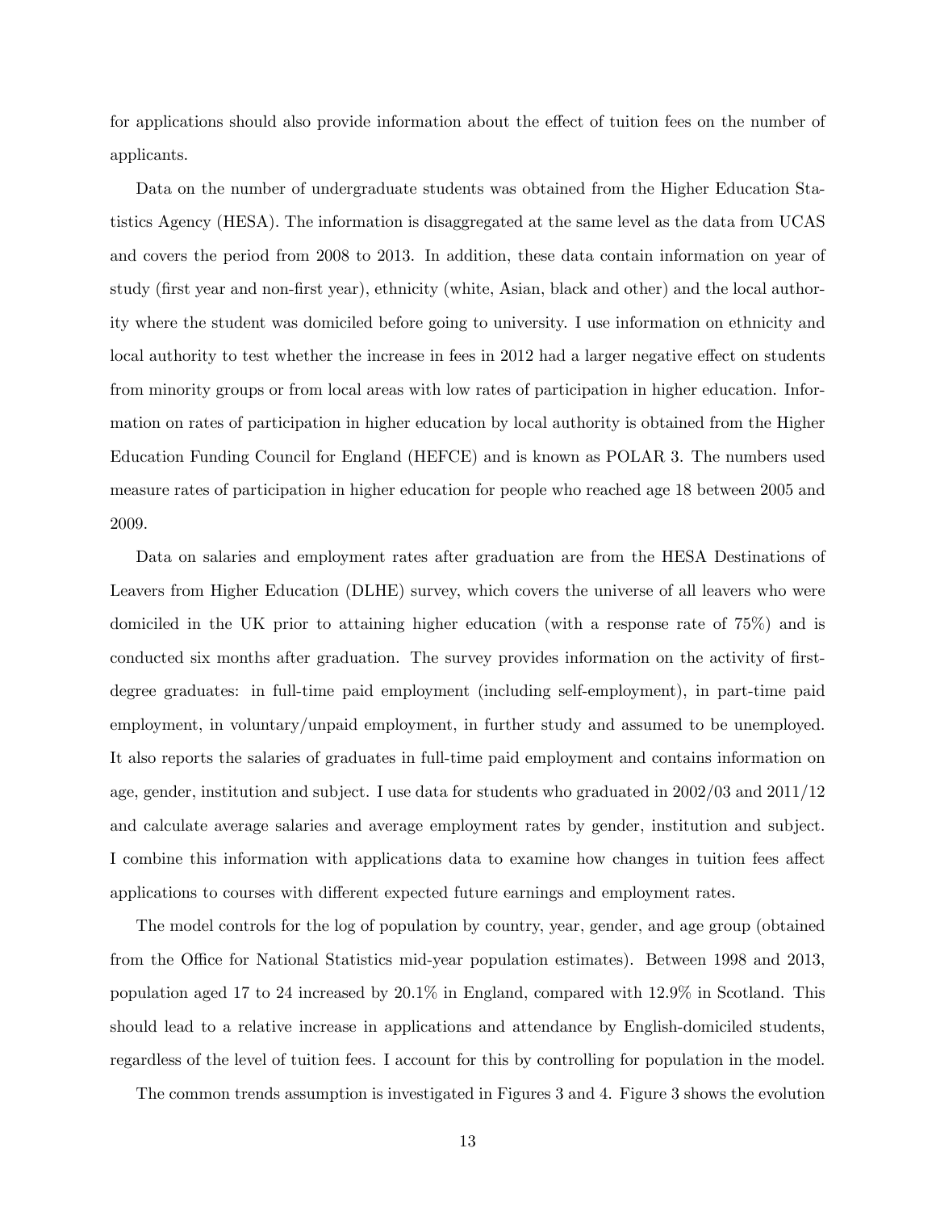for applications should also provide information about the effect of tuition fees on the number of applicants.

Data on the number of undergraduate students was obtained from the Higher Education Statistics Agency (HESA). The information is disaggregated at the same level as the data from UCAS and covers the period from 2008 to 2013. In addition, these data contain information on year of study (first year and non-first year), ethnicity (white, Asian, black and other) and the local authority where the student was domiciled before going to university. I use information on ethnicity and local authority to test whether the increase in fees in 2012 had a larger negative effect on students from minority groups or from local areas with low rates of participation in higher education. Information on rates of participation in higher education by local authority is obtained from the Higher Education Funding Council for England (HEFCE) and is known as POLAR 3. The numbers used measure rates of participation in higher education for people who reached age 18 between 2005 and 2009.

Data on salaries and employment rates after graduation are from the HESA Destinations of Leavers from Higher Education (DLHE) survey, which covers the universe of all leavers who were domiciled in the UK prior to attaining higher education (with a response rate of 75%) and is conducted six months after graduation. The survey provides information on the activity of first-degree graduates: in full-time paid employment (including self-employment), in part-time paid employment, in voluntary/unpaid employment, in further study and assumed to be unemployed. It also reports the salaries of graduates in full-time paid employment and contains information on age, gender, institution and subject. I use data for students who graduated in 2002/03 and 2011/12 and calculate average salaries and average employment rates by gender, institution and subject. I combine this information with applications data to examine how changes in tuition fees affect applications to courses with different expected future earnings and employment rates.

The model controls for the log of population by country, year, gender, and age group (obtained from the Office for National Statistics mid-year population estimates). Between 1998 and 2013, population aged 17 to 24 increased by 20.1% in England, compared with 12.9% in Scotland. This should lead to a relative increase in applications and attendance by English-domiciled students, regardless of the level of tuition fees. I account for this by controlling for population in the model.

The common trends assumption is investigated in Figures 3 and 4. Figure 3 shows the evolution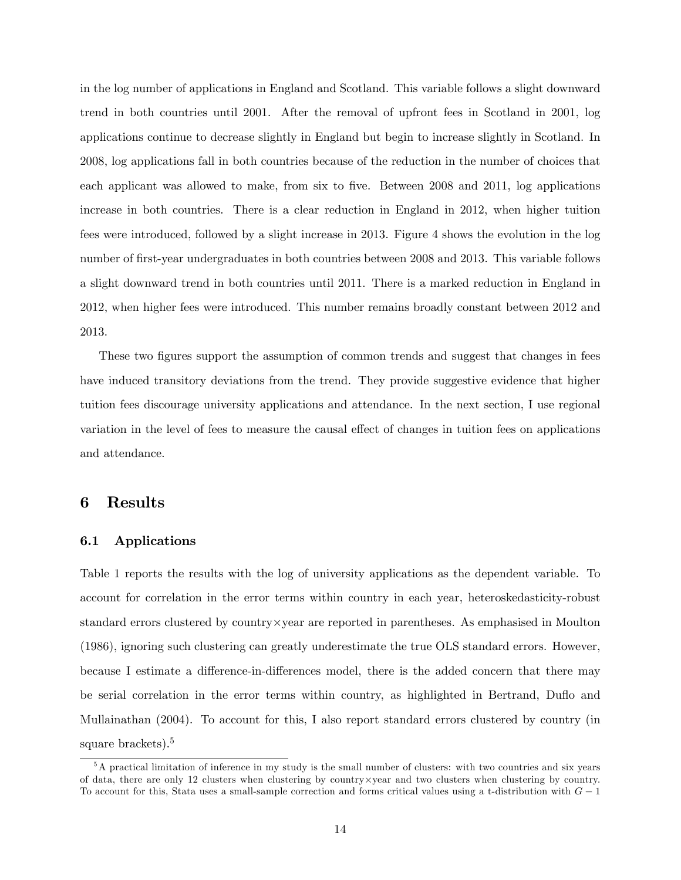in the log number of applications in England and Scotland. This variable follows a slight downward trend in both countries until 2001. After the removal of upfront fees in Scotland in 2001, log applications continue to decrease slightly in England but begin to increase slightly in Scotland. In 2008, log applications fall in both countries because of the reduction in the number of choices that each applicant was allowed to make, from six to five. Between 2008 and 2011, log applications increase in both countries. There is a clear reduction in England in 2012, when higher tuition fees were introduced, followed by a slight increase in 2013. Figure 4 shows the evolution in the log number of first-year undergraduates in both countries between 2008 and 2013. This variable follows a slight downward trend in both countries until 2011. There is a marked reduction in England in 2012, when higher fees were introduced. This number remains broadly constant between 2012 and 2013.

These two figures support the assumption of common trends and suggest that changes in fees have induced transitory deviations from the trend. They provide suggestive evidence that higher tuition fees discourage university applications and attendance. In the next section, I use regional variation in the level of fees to measure the causal effect of changes in tuition fees on applications and attendance.

# 6 Results

## 6.1 Applications

Table 1 reports the results with the log of university applications as the dependent variable. To account for correlation in the error terms within country in each year, heteroskedasticity-robust standard errors clustered by country×year are reported in parentheses. As emphasised in Moulton (1986), ignoring such clustering can greatly underestimate the true OLS standard errors. However, because I estimate a difference-in-differences model, there is the added concern that there may be serial correlation in the error terms within country, as highlighted in Bertrand, Duflo and Mullainathan (2004). To account for this, I also report standard errors clustered by country (in square brackets).[5]

[5] A practical limitation of inference in my study is the small number of clusters: with two countries and six years of data, there are only 12 clusters when clustering by country×year and two clusters when clustering by country. To account for this, Stata uses a small-sample correction and forms critical values using a t-distribution with $G-1$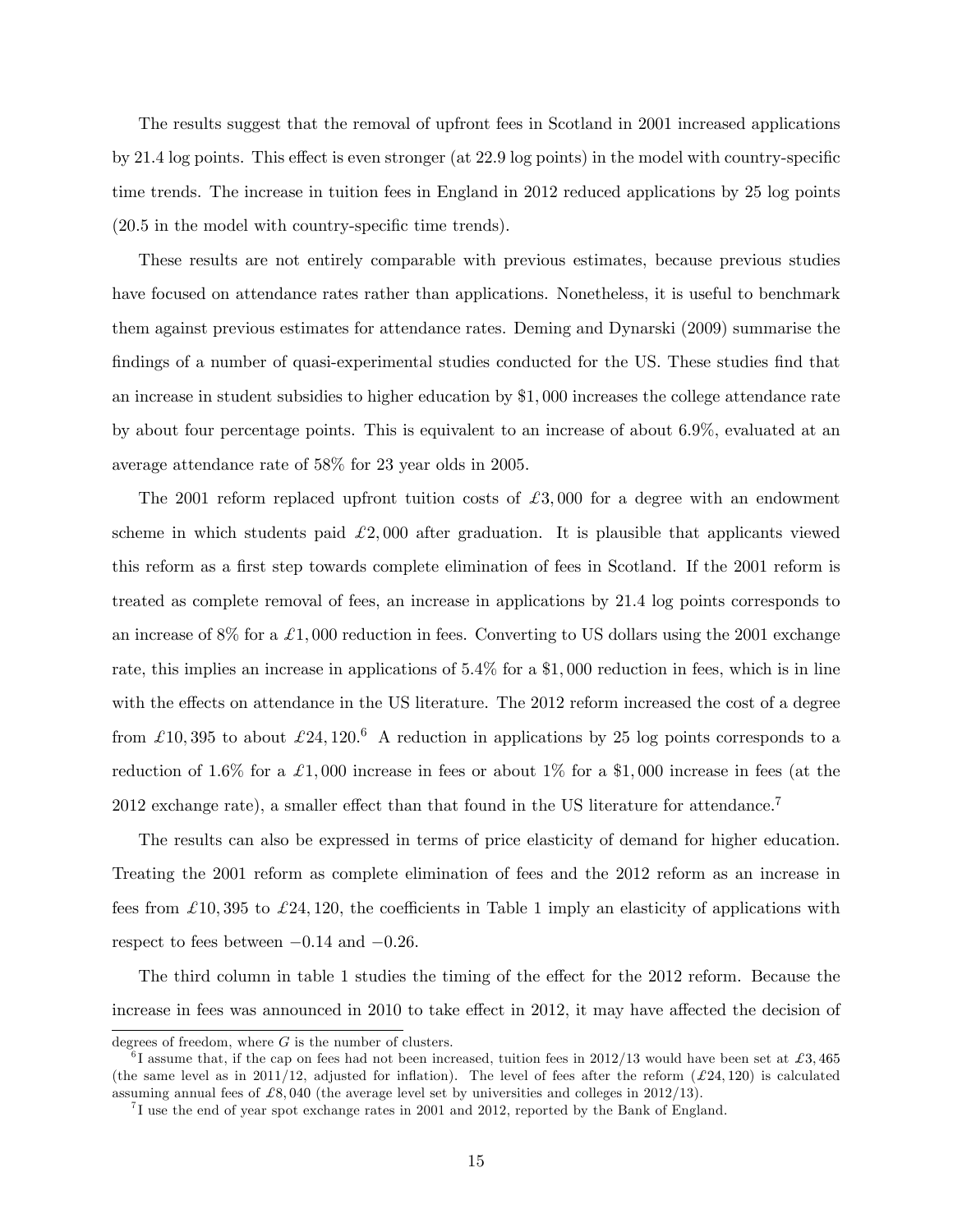The results suggest that the removal of upfront fees in Scotland in 2001 increased applications by 21.4 log points. This effect is even stronger (at 22.9 log points) in the model with country-specific time trends. The increase in tuition fees in England in 2012 reduced applications by 25 log points (20.5 in the model with country-specific time trends).

These results are not entirely comparable with previous estimates, because previous studies have focused on attendance rates rather than applications. Nonetheless, it is useful to benchmark them against previous estimates for attendance rates. Deming and Dynarski (2009) summarise the findings of a number of quasi-experimental studies conducted for the US. These studies find that an increase in student subsidies to higher education by \$1,000 increases the college attendance rate by about four percentage points. This is equivalent to an increase of about 6.9%, evaluated at an average attendance rate of 58% for 23 year olds in 2005.

The 2001 reform replaced upfront tuition costs of £3,000 for a degree with an endowment scheme in which students paid £2,000 after graduation. It is plausible that applicants viewed this reform as a first step towards complete elimination of fees in Scotland. If the 2001 reform is treated as complete removal of fees, an increase in applications by 21.4 log points corresponds to an increase of 8% for a £1,000 reduction in fees. Converting to US dollars using the 2001 exchange rate, this implies an increase in applications of 5.4% for a \$1,000 reduction in fees, which is in line with the effects on attendance in the US literature. The 2012 reform increased the cost of a degree from £10,395 to about £24,120.[6] A reduction in applications by 25 log points corresponds to a reduction of 1.6% for a £1,000 increase in fees or about 1% for a \$1,000 increase in fees (at the 2012 exchange rate), a smaller effect than that found in the US literature for attendance.[7]

The results can also be expressed in terms of price elasticity of demand for higher education. Treating the 2001 reform as complete elimination of fees and the 2012 reform as an increase in fees from £10,395 to £24,120, the coefficients in Table 1 imply an elasticity of applications with respect to fees between $-0.14$ and $-0.26$.

The third column in table 1 studies the timing of the effect for the 2012 reform. Because the increase in fees was announced in 2010 to take effect in 2012, it may have affected the decision of

degrees of freedom, where $G$ is the number of clusters.

[6] I assume that, if the cap on fees had not been increased, tuition fees in 2012/13 would have been set at £3,465 (the same level as in 2011/12, adjusted for inflation). The level of fees after the reform (£24,120) is calculated assuming annual fees of £8,040 (the average level set by universities and colleges in 2012/13).

[7] I use the end of year spot exchange rates in 2001 and 2012, reported by the Bank of England.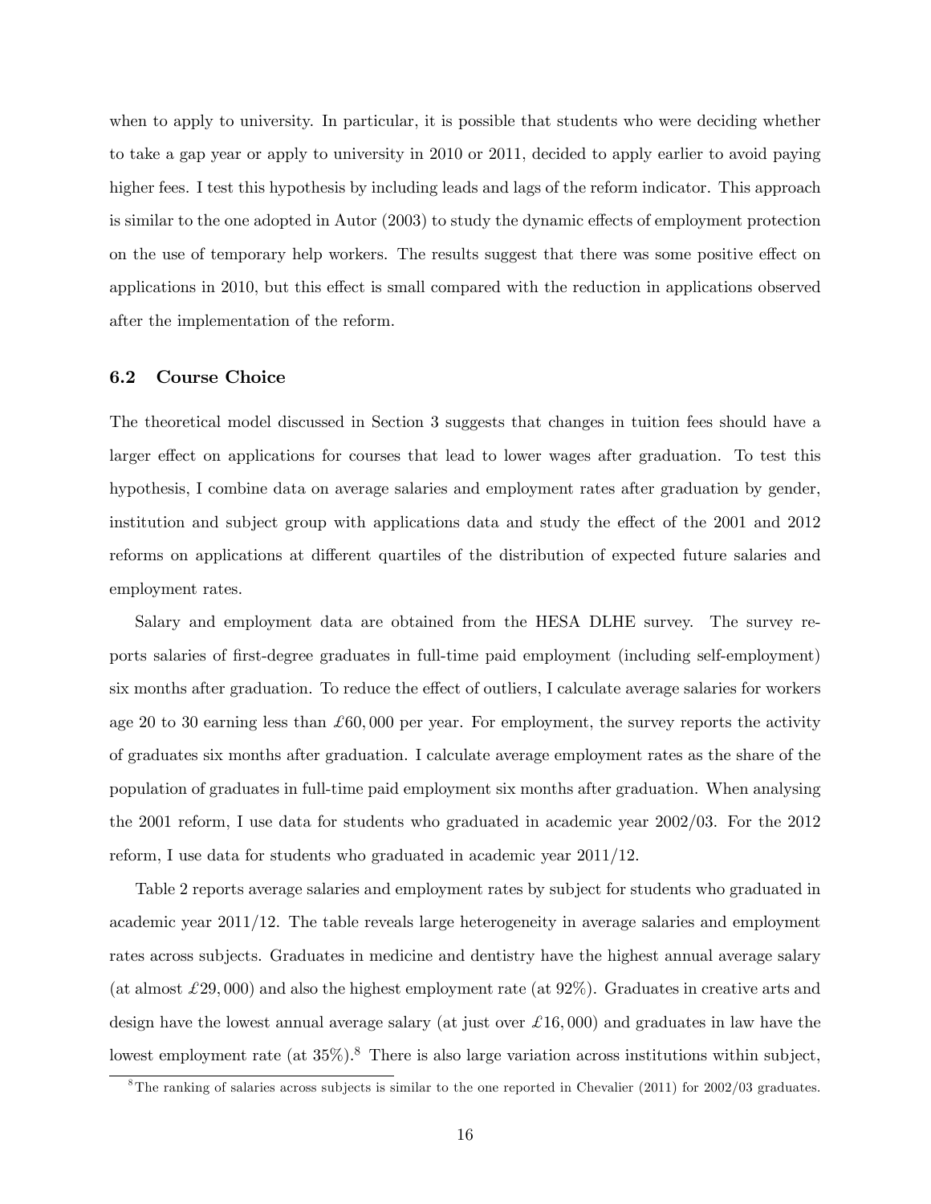when to apply to university. In particular, it is possible that students who were deciding whether to take a gap year or apply to university in 2010 or 2011, decided to apply earlier to avoid paying higher fees. I test this hypothesis by including leads and lags of the reform indicator. This approach is similar to the one adopted in Autor (2003) to study the dynamic effects of employment protection on the use of temporary help workers. The results suggest that there was some positive effect on applications in 2010, but this effect is small compared with the reduction in applications observed after the implementation of the reform.

### 6.2 Course Choice

The theoretical model discussed in Section 3 suggests that changes in tuition fees should have a larger effect on applications for courses that lead to lower wages after graduation. To test this hypothesis, I combine data on average salaries and employment rates after graduation by gender, institution and subject group with applications data and study the effect of the 2001 and 2012 reforms on applications at different quartiles of the distribution of expected future salaries and employment rates.

Salary and employment data are obtained from the HESA DLHE survey. The survey reports salaries of first-degree graduates in full-time paid employment (including self-employment) six months after graduation. To reduce the effect of outliers, I calculate average salaries for workers age 20 to 30 earning less than £60,000 per year. For employment, the survey reports the activity of graduates six months after graduation. I calculate average employment rates as the share of the population of graduates in full-time paid employment six months after graduation. When analysing the 2001 reform, I use data for students who graduated in academic year 2002/03. For the 2012 reform, I use data for students who graduated in academic year 2011/12.

Table 2 reports average salaries and employment rates by subject for students who graduated in academic year 2011/12. The table reveals large heterogeneity in average salaries and employment rates across subjects. Graduates in medicine and dentistry have the highest annual average salary (at almost £29,000) and also the highest employment rate (at 92%). Graduates in creative arts and design have the lowest annual average salary (at just over £16,000) and graduates in law have the lowest employment rate (at 35%).[8] There is also large variation across institutions within subject,

[8] The ranking of salaries across subjects is similar to the one reported in Chevalier (2011) for 2002/03 graduates.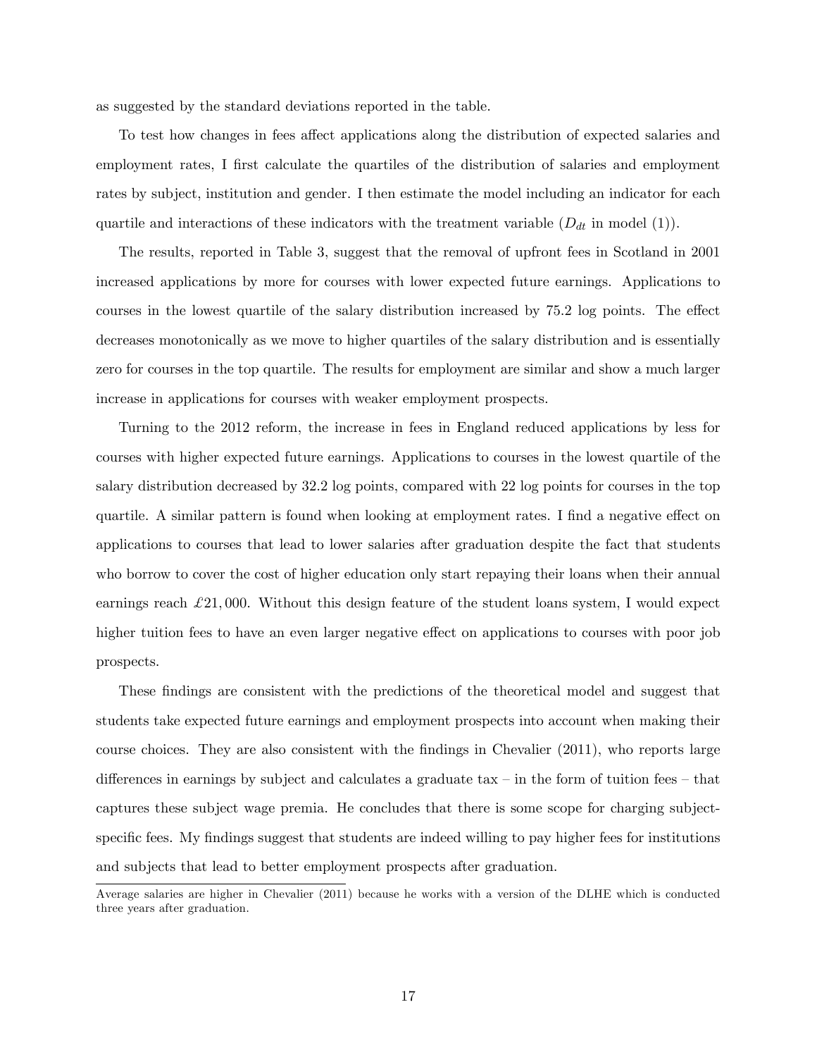as suggested by the standard deviations reported in the table.

To test how changes in fees affect applications along the distribution of expected salaries and employment rates, I first calculate the quartiles of the distribution of salaries and employment rates by subject, institution and gender. I then estimate the model including an indicator for each quartile and interactions of these indicators with the treatment variable ($D_{dt}$ in model (1)).

The results, reported in Table 3, suggest that the removal of upfront fees in Scotland in 2001 increased applications by more for courses with lower expected future earnings. Applications to courses in the lowest quartile of the salary distribution increased by 75.2 log points. The effect decreases monotonically as we move to higher quartiles of the salary distribution and is essentially zero for courses in the top quartile. The results for employment are similar and show a much larger increase in applications for courses with weaker employment prospects.

Turning to the 2012 reform, the increase in fees in England reduced applications by less for courses with higher expected future earnings. Applications to courses in the lowest quartile of the salary distribution decreased by 32.2 log points, compared with 22 log points for courses in the top quartile. A similar pattern is found when looking at employment rates. I find a negative effect on applications to courses that lead to lower salaries after graduation despite the fact that students who borrow to cover the cost of higher education only start repaying their loans when their annual earnings reach £21,000. Without this design feature of the student loans system, I would expect higher tuition fees to have an even larger negative effect on applications to courses with poor job prospects.

These findings are consistent with the predictions of the theoretical model and suggest that students take expected future earnings and employment prospects into account when making their course choices. They are also consistent with the findings in Chevalier (2011), who reports large differences in earnings by subject and calculates a graduate tax – in the form of tuition fees – that captures these subject wage premia. He concludes that there is some scope for charging subject-specific fees. My findings suggest that students are indeed willing to pay higher fees for institutions and subjects that lead to better employment prospects after graduation.

Average salaries are higher in Chevalier (2011) because he works with a version of the DLHE which is conducted three years after graduation.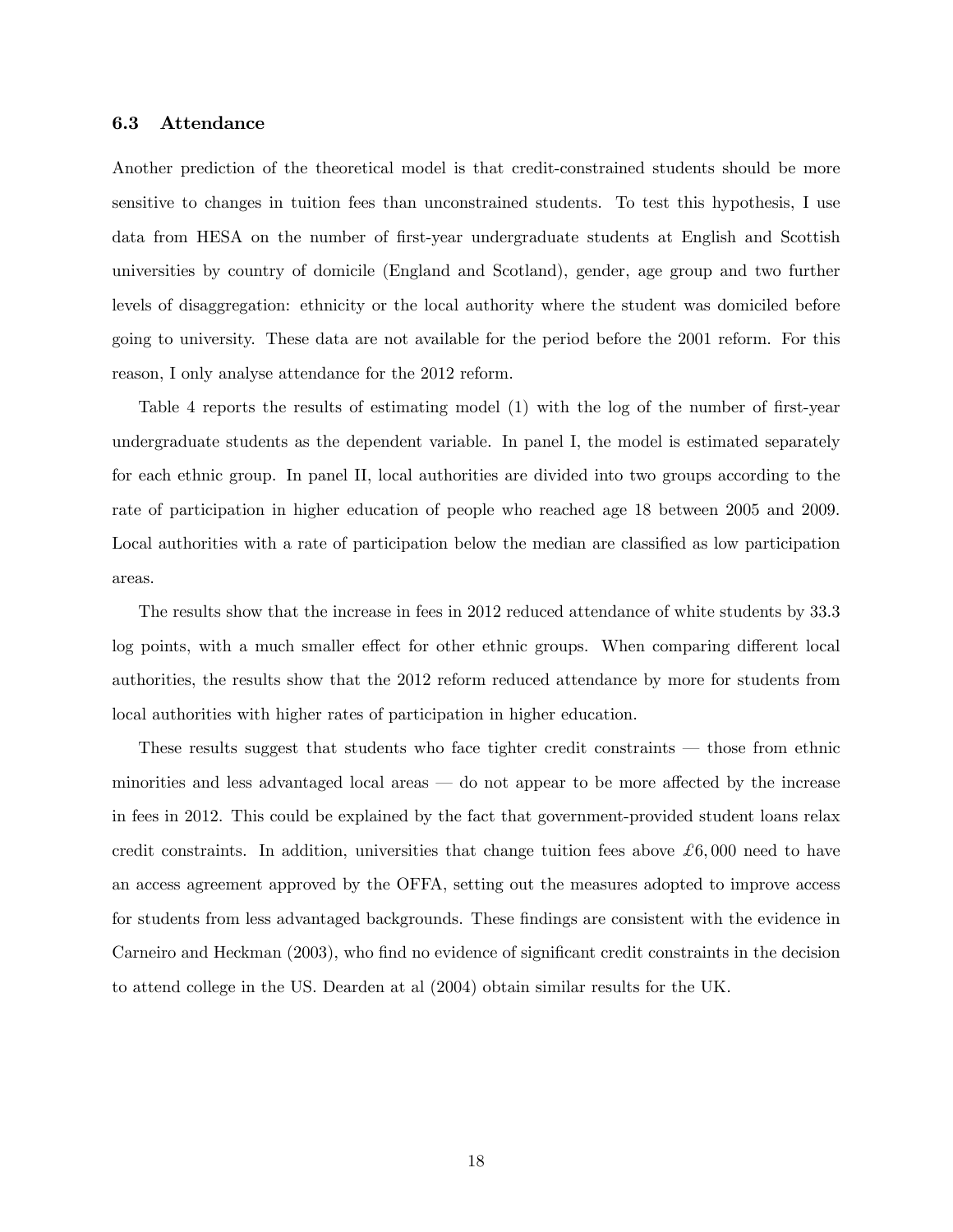### 6.3 Attendance

Another prediction of the theoretical model is that credit-constrained students should be more sensitive to changes in tuition fees than unconstrained students. To test this hypothesis, I use data from HESA on the number of first-year undergraduate students at English and Scottish universities by country of domicile (England and Scotland), gender, age group and two further levels of disaggregation: ethnicity or the local authority where the student was domiciled before going to university. These data are not available for the period before the 2001 reform. For this reason, I only analyse attendance for the 2012 reform.

Table 4 reports the results of estimating model (1) with the log of the number of first-year undergraduate students as the dependent variable. In panel I, the model is estimated separately for each ethnic group. In panel II, local authorities are divided into two groups according to the rate of participation in higher education of people who reached age 18 between 2005 and 2009. Local authorities with a rate of participation below the median are classified as low participation areas.

The results show that the increase in fees in 2012 reduced attendance of white students by 33.3 log points, with a much smaller effect for other ethnic groups. When comparing different local authorities, the results show that the 2012 reform reduced attendance by more for students from local authorities with higher rates of participation in higher education.

These results suggest that students who face tighter credit constraints — those from ethnic minorities and less advantaged local areas — do not appear to be more affected by the increase in fees in 2012. This could be explained by the fact that government-provided student loans relax credit constraints. In addition, universities that change tuition fees above £6,000 need to have an access agreement approved by the OFFA, setting out the measures adopted to improve access for students from less advantaged backgrounds. These findings are consistent with the evidence in Carneiro and Heckman (2003), who find no evidence of significant credit constraints in the decision to attend college in the US. Dearden at al (2004) obtain similar results for the UK.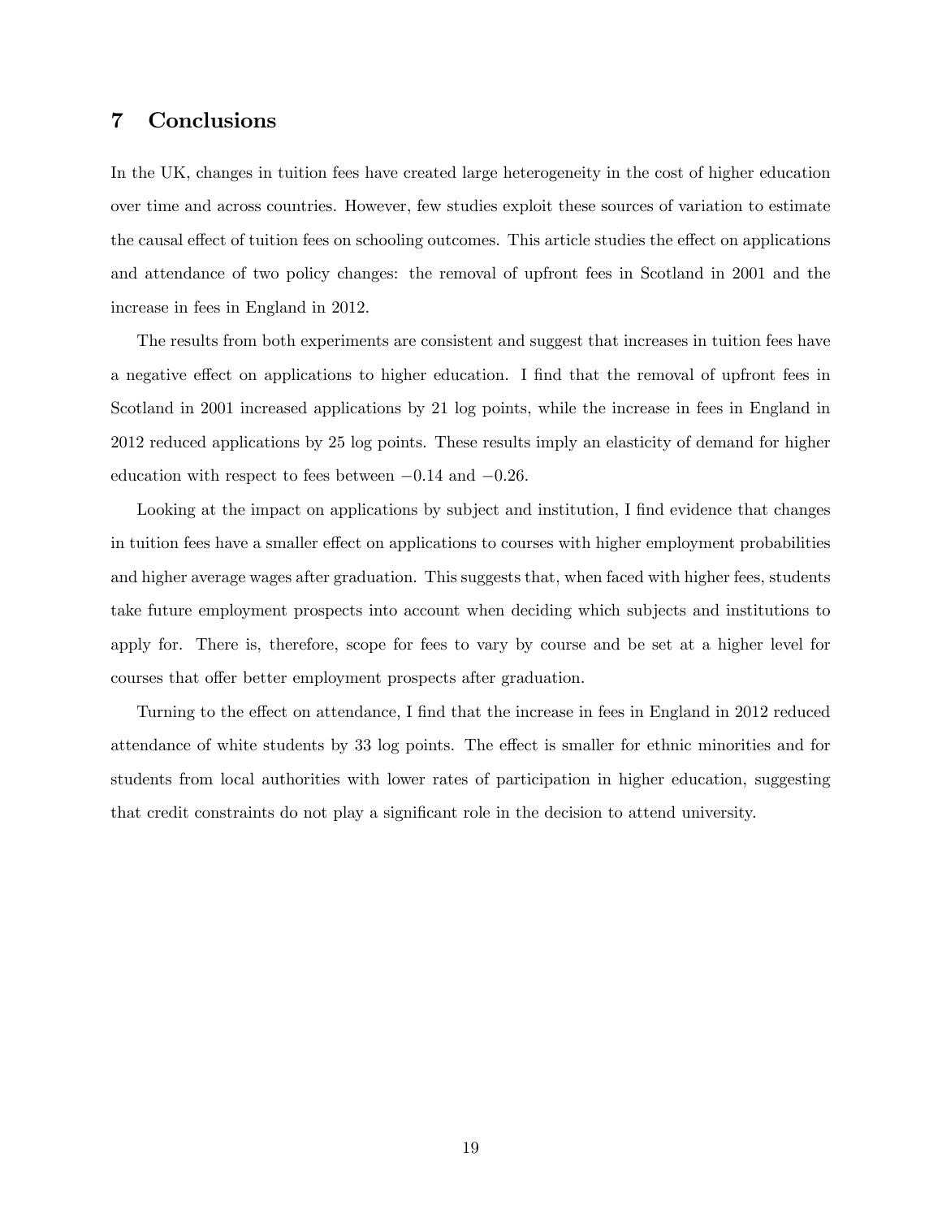## 7 Conclusions

In the UK, changes in tuition fees have created large heterogeneity in the cost of higher education over time and across countries. However, few studies exploit these sources of variation to estimate the causal effect of tuition fees on schooling outcomes. This article studies the effect on applications and attendance of two policy changes: the removal of upfront fees in Scotland in 2001 and the increase in fees in England in 2012.

The results from both experiments are consistent and suggest that increases in tuition fees have a negative effect on applications to higher education. I find that the removal of upfront fees in Scotland in 2001 increased applications by 21 log points, while the increase in fees in England in 2012 reduced applications by 25 log points. These results imply an elasticity of demand for higher education with respect to fees between $-0.14$ and $-0.26$.

Looking at the impact on applications by subject and institution, I find evidence that changes in tuition fees have a smaller effect on applications to courses with higher employment probabilities and higher average wages after graduation. This suggests that, when faced with higher fees, students take future employment prospects into account when deciding which subjects and institutions to apply for. There is, therefore, scope for fees to vary by course and be set at a higher level for courses that offer better employment prospects after graduation.

Turning to the effect on attendance, I find that the increase in fees in England in 2012 reduced attendance of white students by 33 log points. The effect is smaller for ethnic minorities and for students from local authorities with lower rates of participation in higher education, suggesting that credit constraints do not play a significant role in the decision to attend university.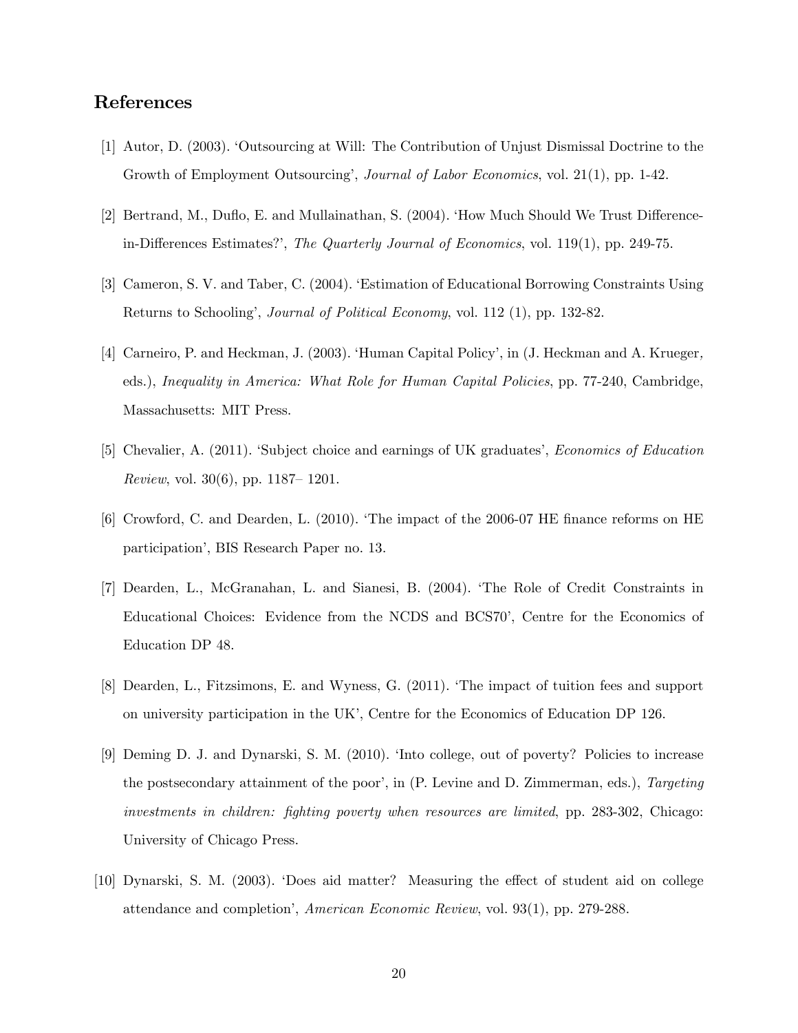## References

[1] Autor, D. (2003). 'Outsourcing at Will: The Contribution of Unjust Dismissal Doctrine to the Growth of Employment Outsourcing', *Journal of Labor Economics*, vol. 21(1), pp. 1-42.

[2] Bertrand, M., Duflo, E. and Mullainathan, S. (2004). 'How Much Should We Trust Difference-in-Differences Estimates?', *The Quarterly Journal of Economics*, vol. 119(1), pp. 249-75.

[3] Cameron, S. V. and Taber, C. (2004). 'Estimation of Educational Borrowing Constraints Using Returns to Schooling', *Journal of Political Economy*, vol. 112 (1), pp. 132-82.

[4] Carneiro, P. and Heckman, J. (2003). 'Human Capital Policy', in (J. Heckman and A. Krueger, eds.), *Inequality in America: What Role for Human Capital Policies*, pp. 77-240, Cambridge, Massachusetts: MIT Press.

[5] Chevalier, A. (2011). 'Subject choice and earnings of UK graduates', *Economics of Education Review*, vol. 30(6), pp. 1187– 1201.

[6] Crowford, C. and Dearden, L. (2010). 'The impact of the 2006-07 HE finance reforms on HE participation', BIS Research Paper no. 13.

[7] Dearden, L., McGranahan, L. and Sianesi, B. (2004). 'The Role of Credit Constraints in Educational Choices: Evidence from the NCDS and BCS70', Centre for the Economics of Education DP 48.

[8] Dearden, L., Fitzsimons, E. and Wyness, G. (2011). 'The impact of tuition fees and support on university participation in the UK', Centre for the Economics of Education DP 126.

[9] Deming D. J. and Dynarski, S. M. (2010). 'Into college, out of poverty? Policies to increase the postsecondary attainment of the poor', in (P. Levine and D. Zimmerman, eds.), *Targeting investments in children: fighting poverty when resources are limited*, pp. 283-302, Chicago: University of Chicago Press.

[10] Dynarski, S. M. (2003). 'Does aid matter? Measuring the effect of student aid on college attendance and completion', *American Economic Review*, vol. 93(1), pp. 279-288.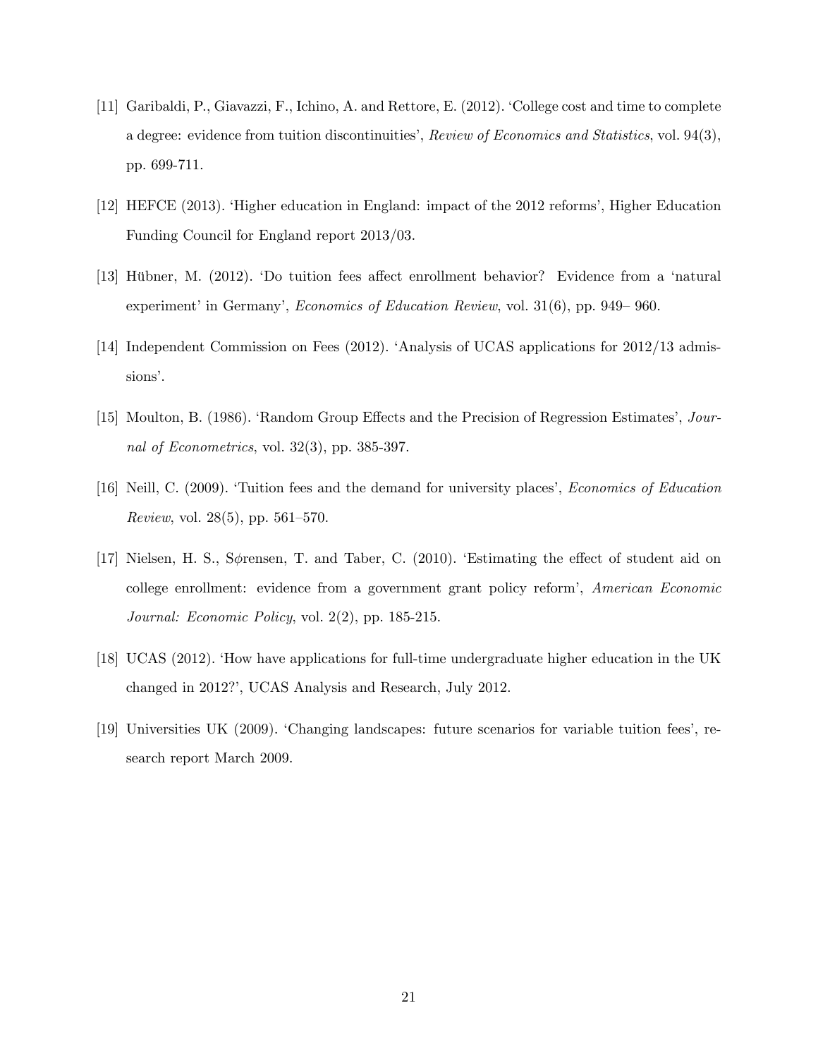[11] Garibaldi, P., Giavazzi, F., Ichino, A. and Rettore, E. (2012). 'College cost and time to complete a degree: evidence from tuition discontinuities', *Review of Economics and Statistics*, vol. 94(3), pp. 699-711.

[12] HEFCE (2013). 'Higher education in England: impact of the 2012 reforms', Higher Education Funding Council for England report 2013/03.

[13] Hübner, M. (2012). 'Do tuition fees affect enrollment behavior? Evidence from a 'natural experiment' in Germany', *Economics of Education Review*, vol. 31(6), pp. 949– 960.

[14] Independent Commission on Fees (2012). 'Analysis of UCAS applications for 2012/13 admissions'.

[15] Moulton, B. (1986). 'Random Group Effects and the Precision of Regression Estimates', *Journal of Econometrics*, vol. 32(3), pp. 385-397.

[16] Neill, C. (2009). 'Tuition fees and the demand for university places', *Economics of Education Review*, vol. 28(5), pp. 561–570.

[17] Nielsen, H. S., S$\phi$rensen, T. and Taber, C. (2010). 'Estimating the effect of student aid on college enrollment: evidence from a government grant policy reform', *American Economic Journal: Economic Policy*, vol. 2(2), pp. 185-215.

[18] UCAS (2012). 'How have applications for full-time undergraduate higher education in the UK changed in 2012?', UCAS Analysis and Research, July 2012.

[19] Universities UK (2009). 'Changing landscapes: future scenarios for variable tuition fees', research report March 2009.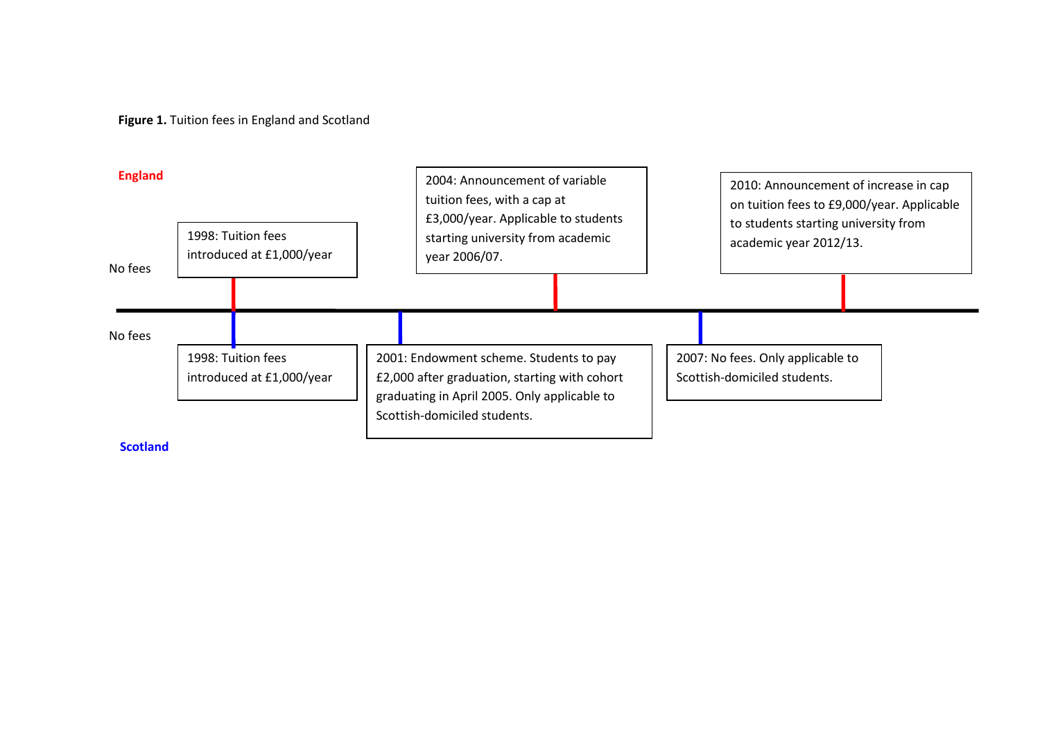**Figure 1.** Tuition fees in England and Scotland

**England**

No fees

1998: Tuition fees introduced at £1,000/year

2004: Announcement of variable tuition fees, with a cap at £3,000/year. Applicable to students starting university from academic year 2006/07.

2010: Announcement of increase in cap on tuition fees to £9,000/year. Applicable to students starting university from academic year 2012/13.

No fees

1998: Tuition fees introduced at £1,000/year

2001: Endowment scheme. Students to pay £2,000 after graduation, starting with cohort graduating in April 2005. Only applicable to Scottish-domiciled students.

2007: No fees. Only applicable to Scottish-domiciled students.

**Scotland**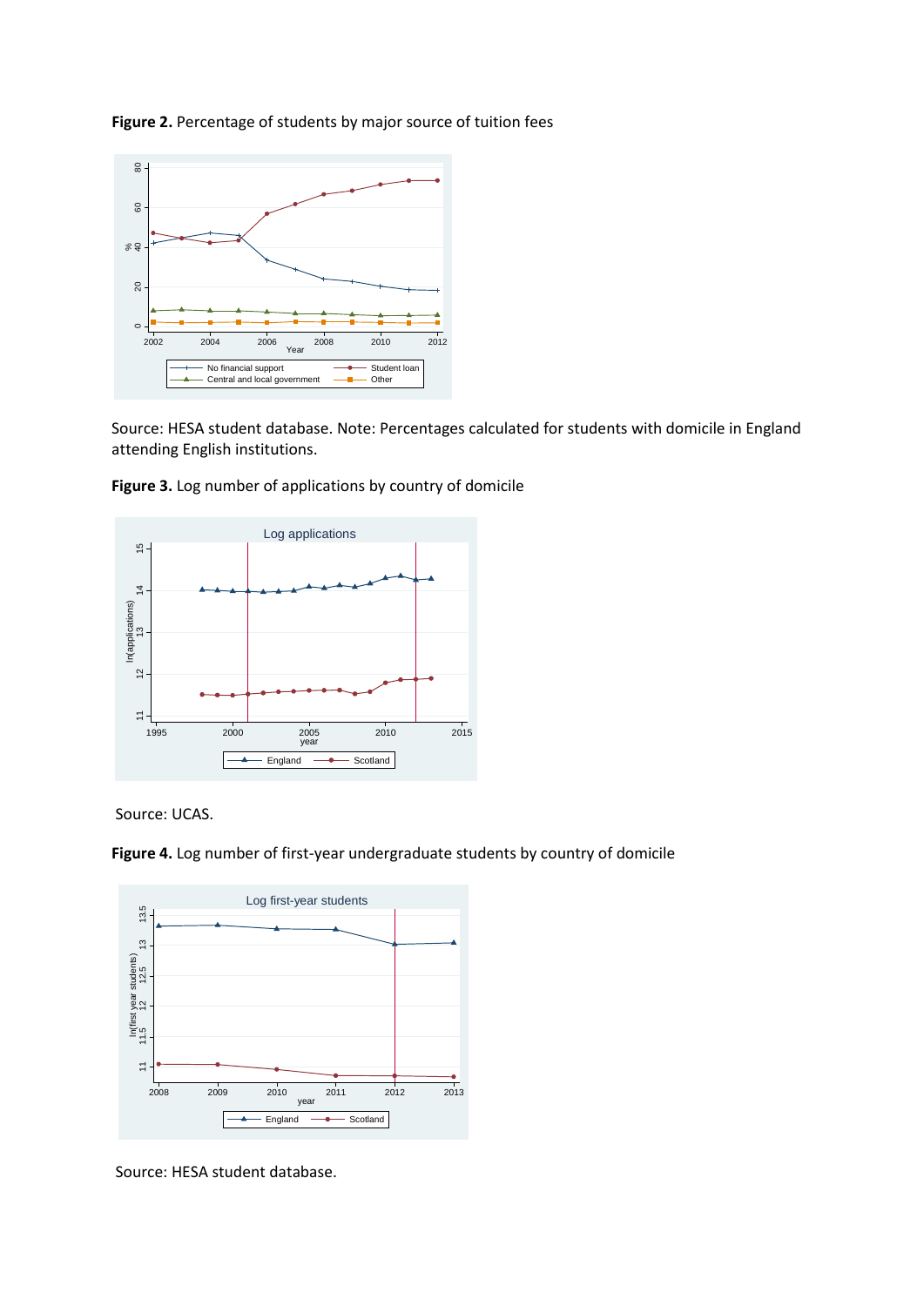**Figure 2.** Percentage of students by major source of tuition fees

Source: HESA student database. Note: Percentages calculated for students with domicile in England attending English institutions.

**Figure 3.** Log number of applications by country of domicile

Source: UCAS.

**Figure 4.** Log number of first-year undergraduate students by country of domicile

Source: HESA student database.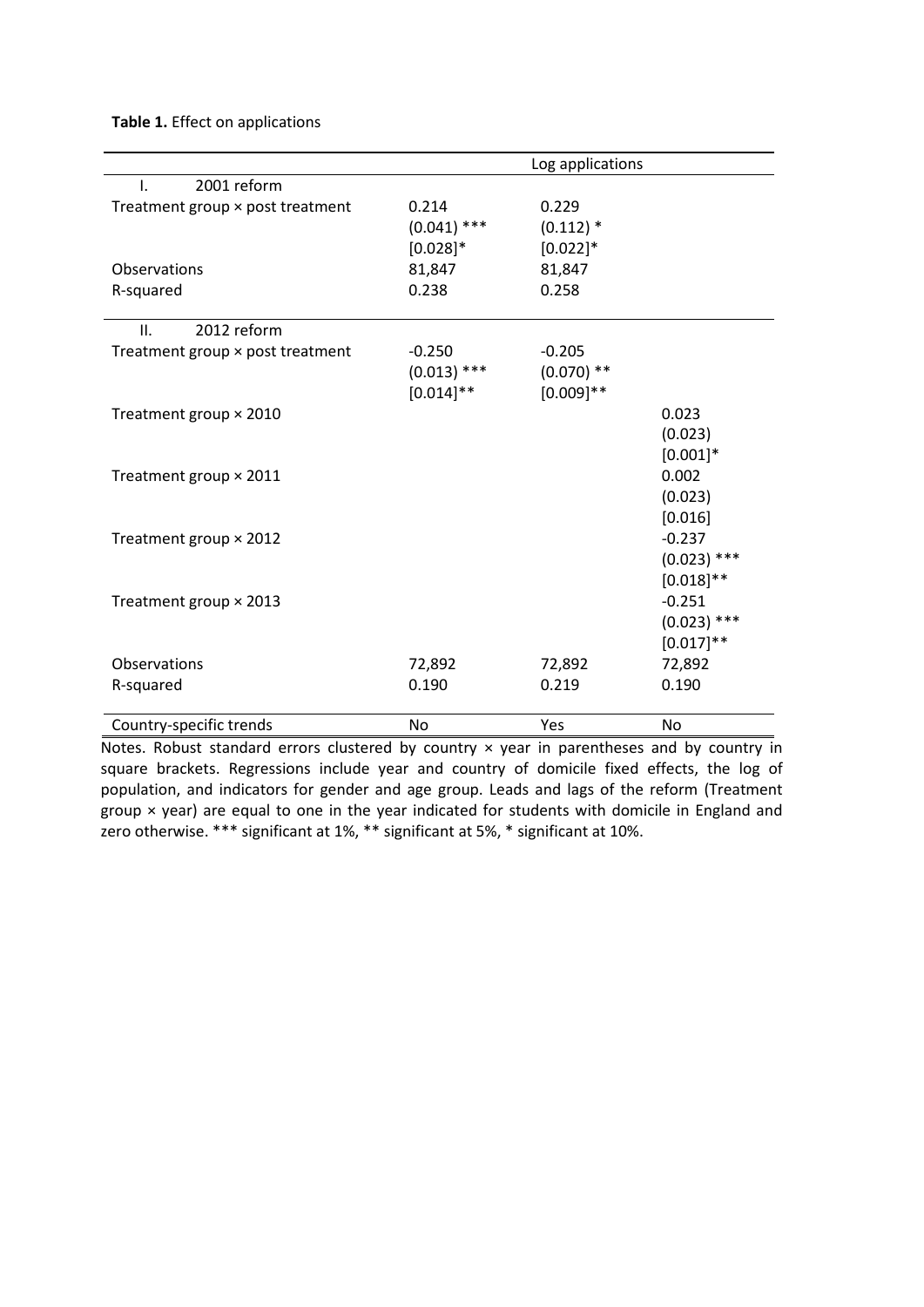**Table 1.** Effect on applications

| | Log applications | | |
|---|---|---|---|
| I. 2001 reform | | | |
| Treatment group × post treatment | 0.214<br>(0.041) ***<br>[0.028]* | 0.229<br>(0.112) *<br>[0.022]* | |
| Observations | 81,847 | 81,847 | |
| R-squared | 0.238 | 0.258 | |
| II. 2012 reform | | | |
| Treatment group × post treatment | -0.250<br>(0.013) ***<br>[0.014]** | -0.205<br>(0.070) **<br>[0.009]** | |
| Treatment group × 2010 | | | 0.023<br>(0.023)<br>[0.001]* |
| Treatment group × 2011 | | | 0.002<br>(0.023)<br>[0.016] |
| Treatment group × 2012 | | | -0.237<br>(0.023) ***<br>[0.018]** |
| Treatment group × 2013 | | | -0.251<br>(0.023) ***<br>[0.017]** |
| Observations | 72,892 | 72,892 | 72,892 |
| R-squared | 0.190 | 0.219 | 0.190 |
| Country-specific trends | No | Yes | No |

Notes. Robust standard errors clustered by country × year in parentheses and by country in square brackets. Regressions include year and country of domicile fixed effects, the log of population, and indicators for gender and age group. Leads and lags of the reform (Treatment group × year) are equal to one in the year indicated for students with domicile in England and zero otherwise. *** significant at 1%, ** significant at 5%, * significant at 10%.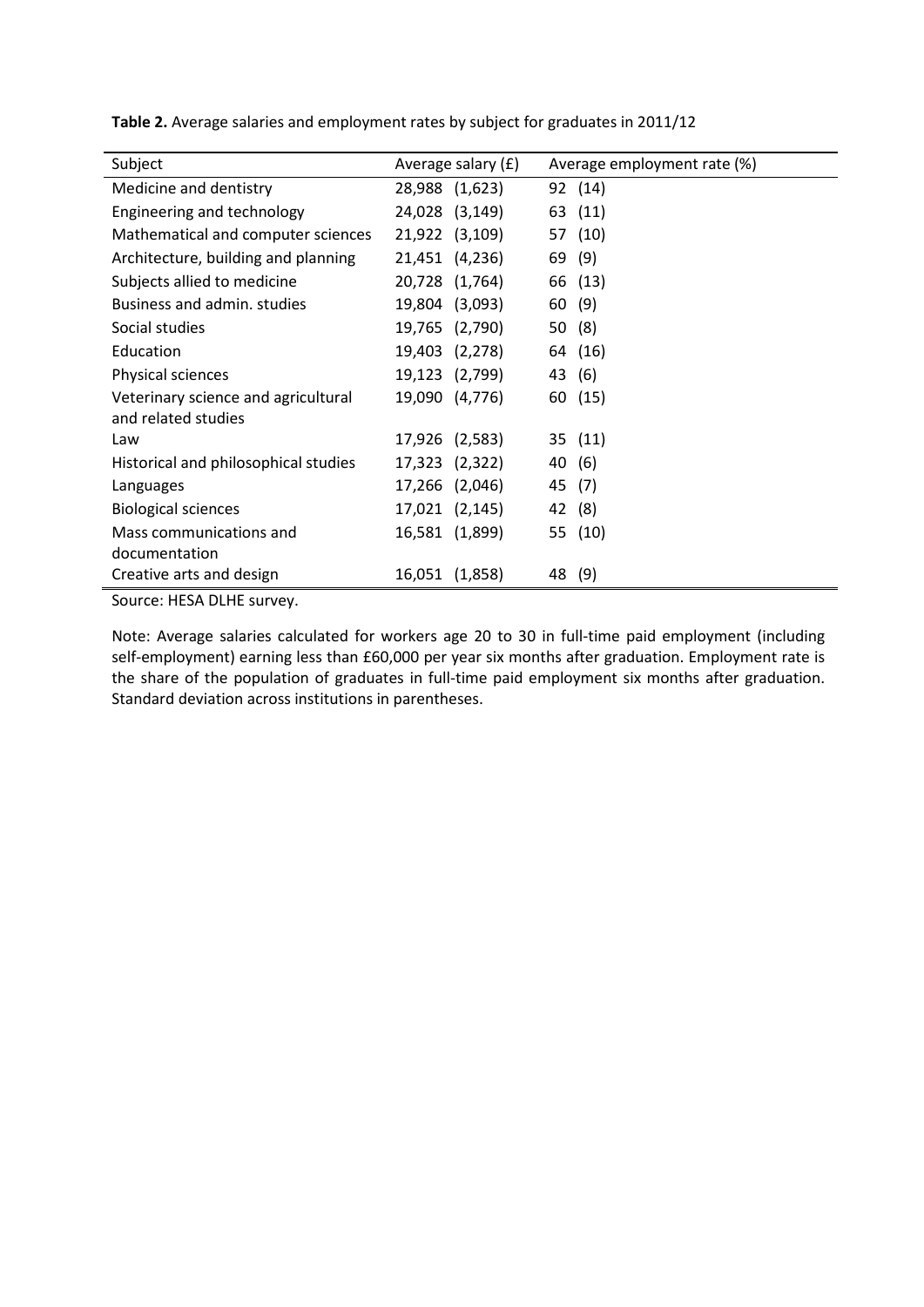**Table 2.** Average salaries and employment rates by subject for graduates in 2011/12

| Subject | Average salary (£) | Average employment rate (%) |
|---|---|---|
| Medicine and dentistry | 28,988 (1,623) | 92 (14) |
| Engineering and technology | 24,028 (3,149) | 63 (11) |
| Mathematical and computer sciences | 21,922 (3,109) | 57 (10) |
| Architecture, building and planning | 21,451 (4,236) | 69 (9) |
| Subjects allied to medicine | 20,728 (1,764) | 66 (13) |
| Business and admin. studies | 19,804 (3,093) | 60 (9) |
| Social studies | 19,765 (2,790) | 50 (8) |
| Education | 19,403 (2,278) | 64 (16) |
| Physical sciences | 19,123 (2,799) | 43 (6) |
| Veterinary science and agricultural and related studies | 19,090 (4,776) | 60 (15) |
| Law | 17,926 (2,583) | 35 (11) |
| Historical and philosophical studies | 17,323 (2,322) | 40 (6) |
| Languages | 17,266 (2,046) | 45 (7) |
| Biological sciences | 17,021 (2,145) | 42 (8) |
| Mass communications and documentation | 16,581 (1,899) | 55 (10) |
| Creative arts and design | 16,051 (1,858) | 48 (9) |

Source: HESA DLHE survey.

Note: Average salaries calculated for workers age 20 to 30 in full-time paid employment (including self-employment) earning less than £60,000 per year six months after graduation. Employment rate is the share of the population of graduates in full-time paid employment six months after graduation. Standard deviation across institutions in parentheses.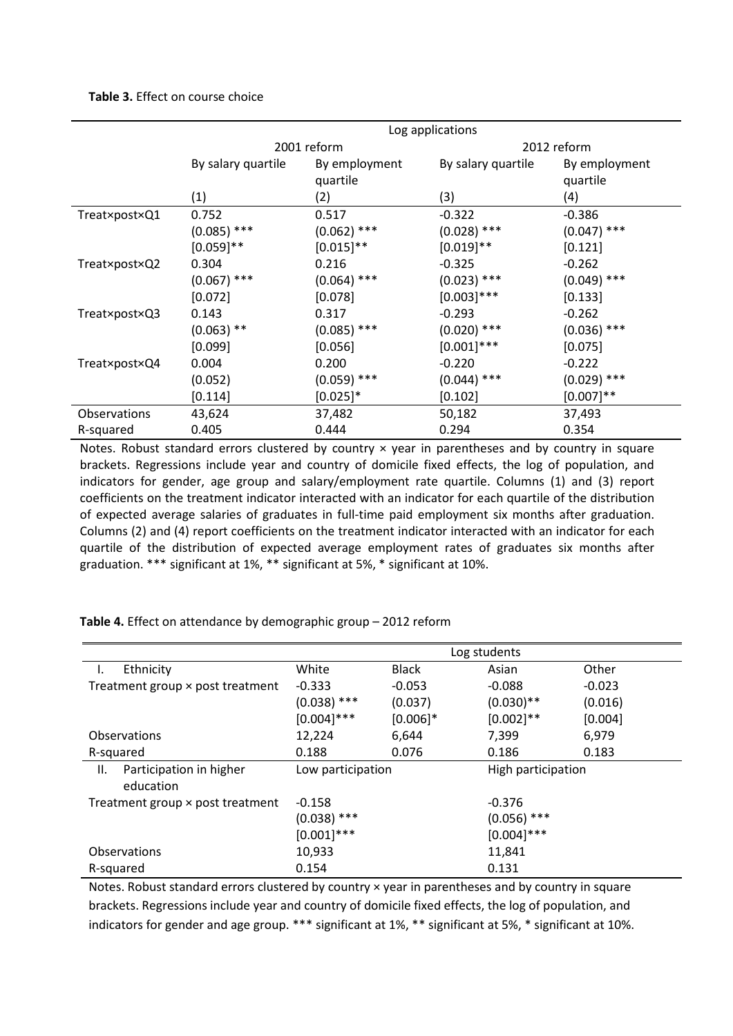**Table 3.** Effect on course choice

| | Log applications | | | |
|---|---|---|---|---|
| | 2001 reform | | 2012 reform | |
| | By salary quartile | By employment quartile | By salary quartile | By employment quartile |
| | (1) | (2) | (3) | (4) |
| Treat×post×Q1 | 0.752 | 0.517 | -0.322 | -0.386 |
| | (0.085) *** | (0.062) *** | (0.028) *** | (0.047) *** |
| | [0.059]** | [0.015]** | [0.019]** | [0.121] |
| Treat×post×Q2 | 0.304 | 0.216 | -0.325 | -0.262 |
| | (0.067) *** | (0.064) *** | (0.023) *** | (0.049) *** |
| | [0.072] | [0.078] | [0.003]*** | [0.133] |
| Treat×post×Q3 | 0.143 | 0.317 | -0.293 | -0.262 |
| | (0.063) ** | (0.085) *** | (0.020) *** | (0.036) *** |
| | [0.099] | [0.056] | [0.001]*** | [0.075] |
| Treat×post×Q4 | 0.004 | 0.200 | -0.220 | -0.222 |
| | (0.052) | (0.059) *** | (0.044) *** | (0.029) *** |
| | [0.114] | [0.025]* | [0.102] | [0.007]** |
| Observations | 43,624 | 37,482 | 50,182 | 37,493 |
| R-squared | 0.405 | 0.444 | 0.294 | 0.354 |

Notes. Robust standard errors clustered by country × year in parentheses and by country in square brackets. Regressions include year and country of domicile fixed effects, the log of population, and indicators for gender, age group and salary/employment rate quartile. Columns (1) and (3) report coefficients on the treatment indicator interacted with an indicator for each quartile of the distribution of expected average salaries of graduates in full-time paid employment six months after graduation. Columns (2) and (4) report coefficients on the treatment indicator interacted with an indicator for each quartile of the distribution of expected average employment rates of graduates six months after graduation. *** significant at 1%, ** significant at 5%, * significant at 10%.

**Table 4.** Effect on attendance by demographic group – 2012 reform

| | Log students | | | |
|---|---|---|---|---|
| I. Ethnicity | White | Black | Asian | Other |
| Treatment group × post treatment | -0.333 | -0.053 | -0.088 | -0.023 |
| | (0.038) *** | (0.037) | (0.030)** | (0.016) |
| | [0.004]*** | [0.006]* | [0.002]** | [0.004] |
| Observations | 12,224 | 6,644 | 7,399 | 6,979 |
| R-squared | 0.188 | 0.076 | 0.186 | 0.183 |
| II. Participation in higher education | Low participation | | High participation | |
| Treatment group × post treatment | -0.158 | | -0.376 | |
| | (0.038) *** | | (0.056) *** | |
| | [0.001]*** | | [0.004]*** | |
| Observations | 10,933 | | 11,841 | |
| R-squared | 0.154 | | 0.131 | |

Notes. Robust standard errors clustered by country × year in parentheses and by country in square brackets. Regressions include year and country of domicile fixed effects, the log of population, and indicators for gender and age group. *** significant at 1%, ** significant at 5%, * significant at 10%.